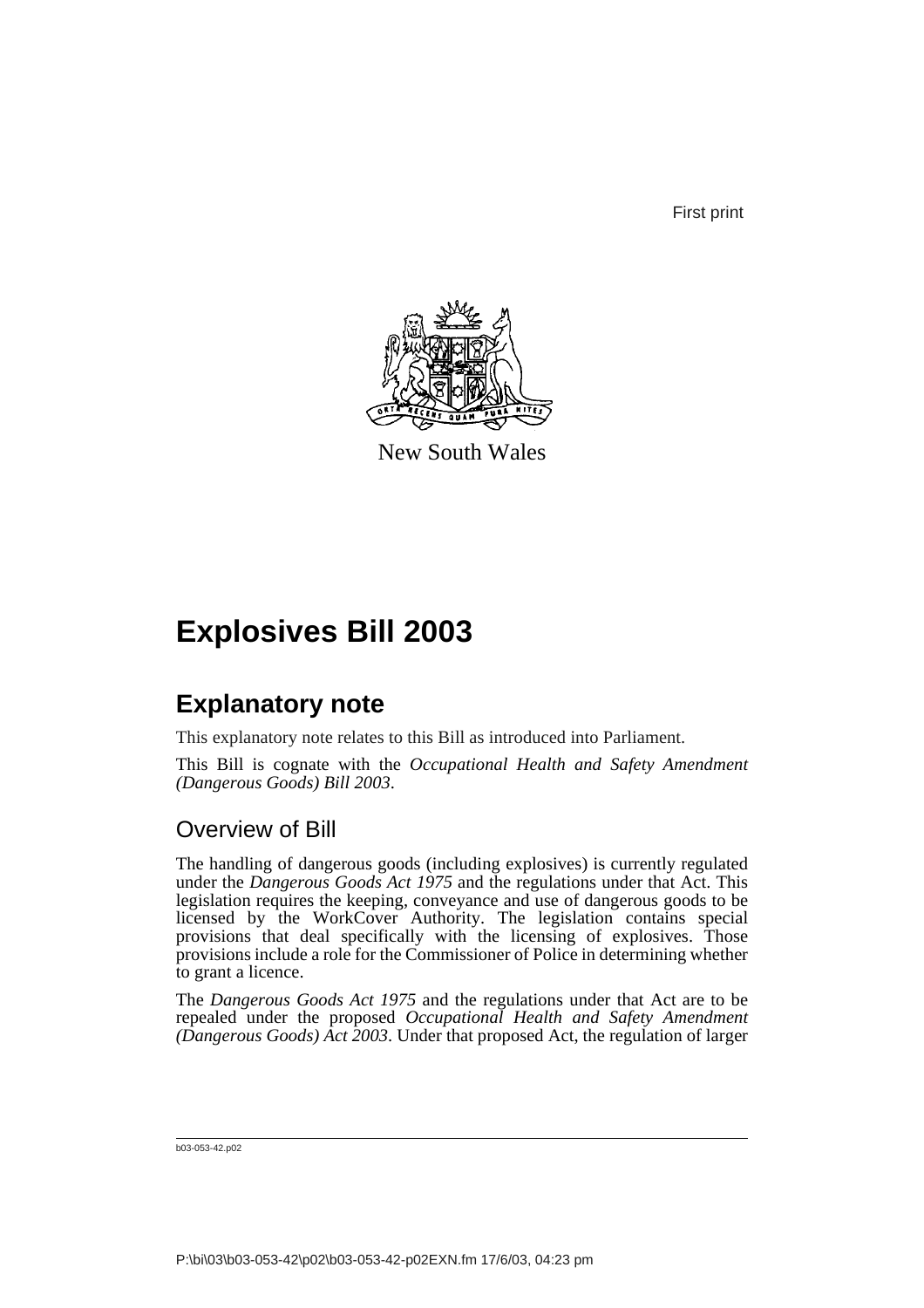First print

New South Wales

# Explosives Bill 2003

## Explanatory note

This explanatory note relates to this Bill as introduced into Parliament.

This Bill is cognate with the *Occupational Health and Safety Amendment (Dangerous Goods) Bill 2003*.

### Overview of Bill

The handling of dangerous goods (including explosives) is currently regulated under the *Dangerous Goods Act 1975* and the regulations under that Act. This legislation requires the keeping, conveyance and use of dangerous goods to be licensed by the WorkCover Authority. The legislation contains special provisions that deal specifically with the licensing of explosives. Those provisions include a role for the Commissioner of Police in determining whether to grant a licence.

The *Dangerous Goods Act 1975* and the regulations under that Act are to be repealed under the proposed *Occupational Health and Safety Amendment (Dangerous Goods) Act 2003*. Under that proposed Act, the regulation of larger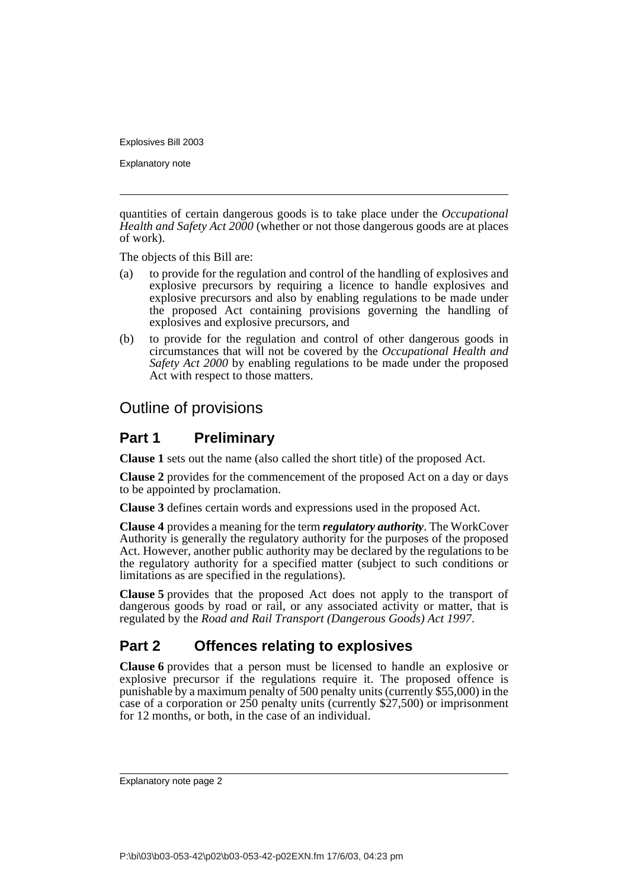quantities of certain dangerous goods is to take place under the *Occupational Health and Safety Act 2000* (whether or not those dangerous goods are at places of work).

The objects of this Bill are:

(a) to provide for the regulation and control of the handling of explosives and explosive precursors by requiring a licence to handle explosives and explosive precursors and also by enabling regulations to be made under the proposed Act containing provisions governing the handling of explosives and explosive precursors, and

(b) to provide for the regulation and control of other dangerous goods in circumstances that will not be covered by the *Occupational Health and Safety Act 2000* by enabling regulations to be made under the proposed Act with respect to those matters.

# Outline of provisions

## Part 1 Preliminary

**Clause 1** sets out the name (also called the short title) of the proposed Act.

**Clause 2** provides for the commencement of the proposed Act on a day or days to be appointed by proclamation.

**Clause 3** defines certain words and expressions used in the proposed Act.

**Clause 4** provides a meaning for the term ***regulatory authority***. The WorkCover Authority is generally the regulatory authority for the purposes of the proposed Act. However, another public authority may be declared by the regulations to be the regulatory authority for a specified matter (subject to such conditions or limitations as are specified in the regulations).

**Clause 5** provides that the proposed Act does not apply to the transport of dangerous goods by road or rail, or any associated activity or matter, that is regulated by the *Road and Rail Transport (Dangerous Goods) Act 1997*.

## Part 2 Offences relating to explosives

**Clause 6** provides that a person must be licensed to handle an explosive or explosive precursor if the regulations require it. The proposed offence is punishable by a maximum penalty of 500 penalty units (currently $55,000) in the case of a corporation or 250 penalty units (currently $27,500) or imprisonment for 12 months, or both, in the case of an individual.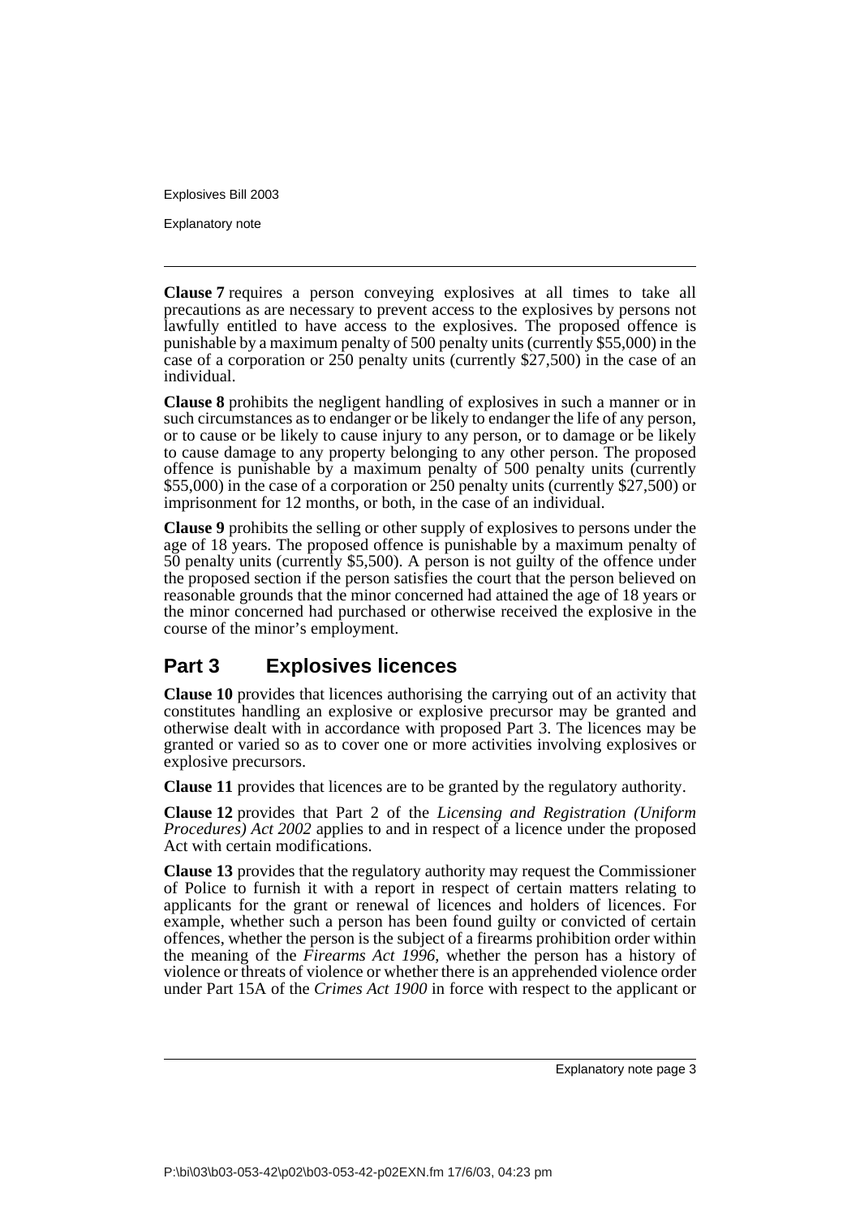**Clause 7** requires a person conveying explosives at all times to take all precautions as are necessary to prevent access to the explosives by persons not lawfully entitled to have access to the explosives. The proposed offence is punishable by a maximum penalty of 500 penalty units (currently $55,000) in the case of a corporation or 250 penalty units (currently $27,500) in the case of an individual.

**Clause 8** prohibits the negligent handling of explosives in such a manner or in such circumstances as to endanger or be likely to endanger the life of any person, or to cause or be likely to cause injury to any person, or to damage or be likely to cause damage to any property belonging to any other person. The proposed offence is punishable by a maximum penalty of 500 penalty units (currently $55,000) in the case of a corporation or 250 penalty units (currently $27,500) or imprisonment for 12 months, or both, in the case of an individual.

**Clause 9** prohibits the selling or other supply of explosives to persons under the age of 18 years. The proposed offence is punishable by a maximum penalty of 50 penalty units (currently $5,500). A person is not guilty of the offence under the proposed section if the person satisfies the court that the person believed on reasonable grounds that the minor concerned had attained the age of 18 years or the minor concerned had purchased or otherwise received the explosive in the course of the minor's employment.

## Part 3 Explosives licences

**Clause 10** provides that licences authorising the carrying out of an activity that constitutes handling an explosive or explosive precursor may be granted and otherwise dealt with in accordance with proposed Part 3. The licences may be granted or varied so as to cover one or more activities involving explosives or explosive precursors.

**Clause 11** provides that licences are to be granted by the regulatory authority.

**Clause 12** provides that Part 2 of the *Licensing and Registration (Uniform Procedures) Act 2002* applies to and in respect of a licence under the proposed Act with certain modifications.

**Clause 13** provides that the regulatory authority may request the Commissioner of Police to furnish it with a report in respect of certain matters relating to applicants for the grant or renewal of licences and holders of licences. For example, whether such a person has been found guilty or convicted of certain offences, whether the person is the subject of a firearms prohibition order within the meaning of the *Firearms Act 1996*, whether the person has a history of violence or threats of violence or whether there is an apprehended violence order under Part 15A of the *Crimes Act 1900* in force with respect to the applicant or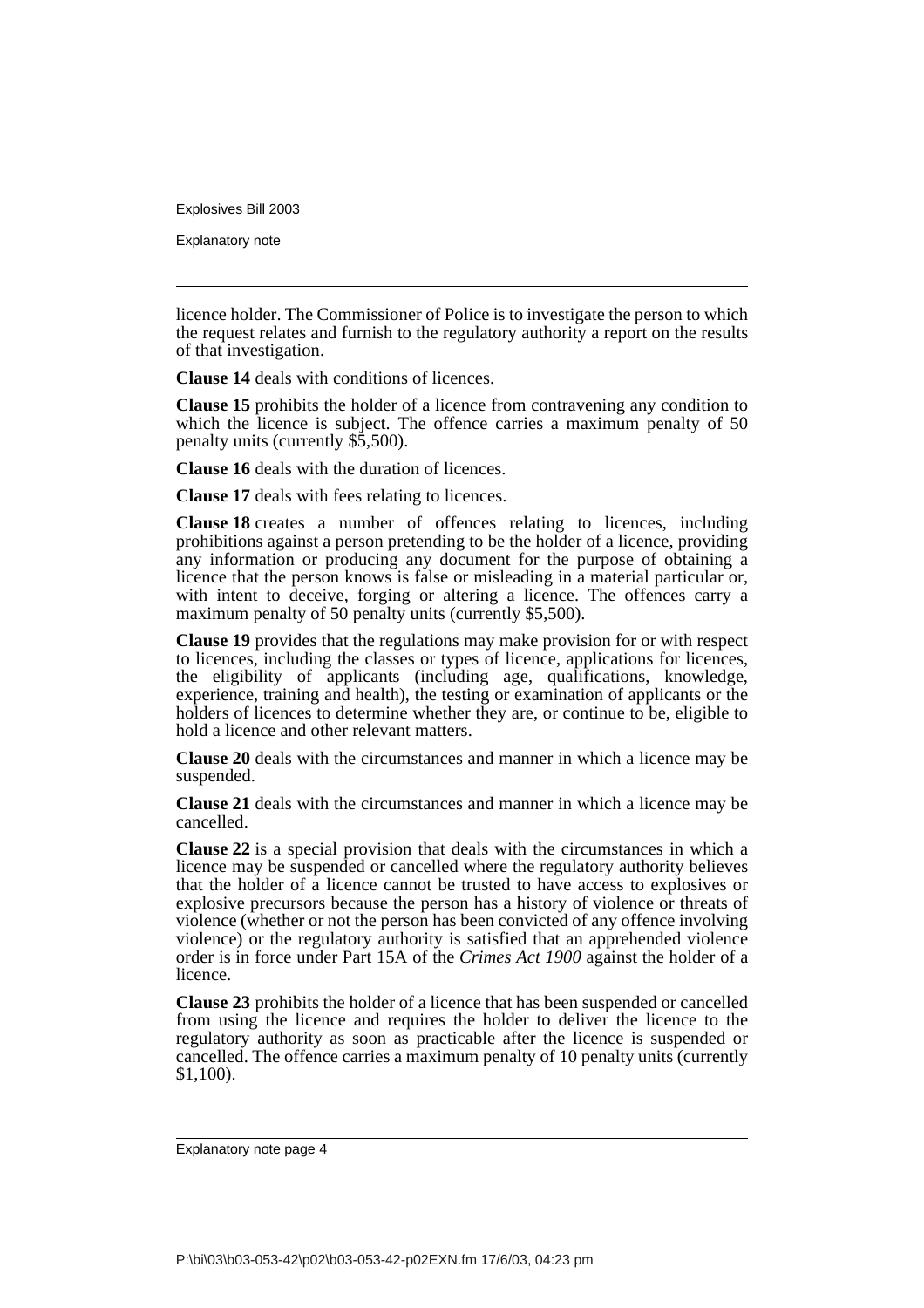licence holder. The Commissioner of Police is to investigate the person to which the request relates and furnish to the regulatory authority a report on the results of that investigation.

**Clause 14** deals with conditions of licences.

**Clause 15** prohibits the holder of a licence from contravening any condition to which the licence is subject. The offence carries a maximum penalty of 50 penalty units (currently $5,500).

**Clause 16** deals with the duration of licences.

**Clause 17** deals with fees relating to licences.

**Clause 18** creates a number of offences relating to licences, including prohibitions against a person pretending to be the holder of a licence, providing any information or producing any document for the purpose of obtaining a licence that the person knows is false or misleading in a material particular or, with intent to deceive, forging or altering a licence. The offences carry a maximum penalty of 50 penalty units (currently $5,500).

**Clause 19** provides that the regulations may make provision for or with respect to licences, including the classes or types of licence, applications for licences, the eligibility of applicants (including age, qualifications, knowledge, experience, training and health), the testing or examination of applicants or the holders of licences to determine whether they are, or continue to be, eligible to hold a licence and other relevant matters.

**Clause 20** deals with the circumstances and manner in which a licence may be suspended.

**Clause 21** deals with the circumstances and manner in which a licence may be cancelled.

**Clause 22** is a special provision that deals with the circumstances in which a licence may be suspended or cancelled where the regulatory authority believes that the holder of a licence cannot be trusted to have access to explosives or explosive precursors because the person has a history of violence or threats of violence (whether or not the person has been convicted of any offence involving violence) or the regulatory authority is satisfied that an apprehended violence order is in force under Part 15A of the *Crimes Act 1900* against the holder of a licence.

**Clause 23** prohibits the holder of a licence that has been suspended or cancelled from using the licence and requires the holder to deliver the licence to the regulatory authority as soon as practicable after the licence is suspended or cancelled. The offence carries a maximum penalty of 10 penalty units (currently $1,100).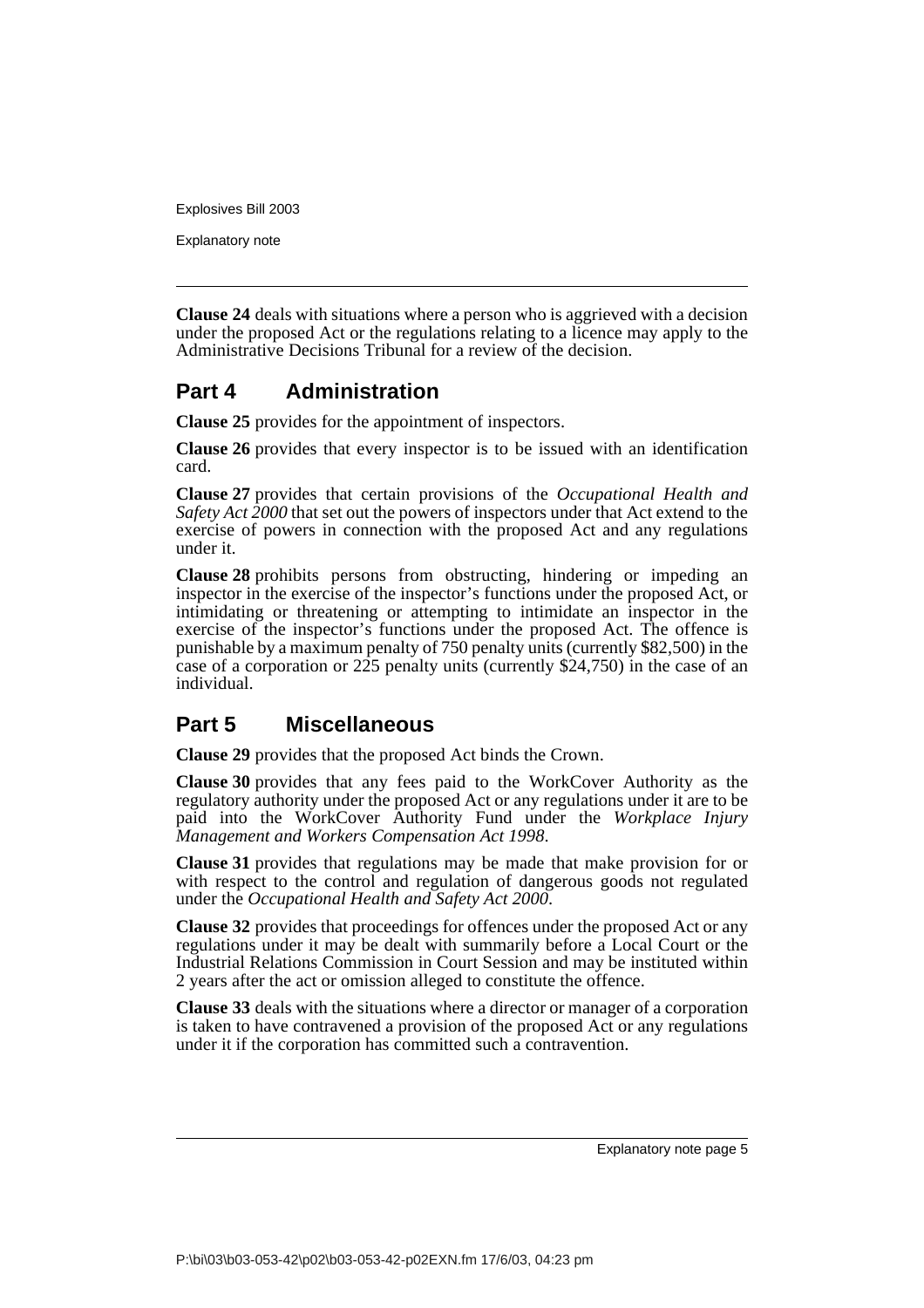**Clause 24** deals with situations where a person who is aggrieved with a decision under the proposed Act or the regulations relating to a licence may apply to the Administrative Decisions Tribunal for a review of the decision.

## Part 4 Administration

**Clause 25** provides for the appointment of inspectors.

**Clause 26** provides that every inspector is to be issued with an identification card.

**Clause 27** provides that certain provisions of the *Occupational Health and Safety Act 2000* that set out the powers of inspectors under that Act extend to the exercise of powers in connection with the proposed Act and any regulations under it.

**Clause 28** prohibits persons from obstructing, hindering or impeding an inspector in the exercise of the inspector's functions under the proposed Act, or intimidating or threatening or attempting to intimidate an inspector in the exercise of the inspector's functions under the proposed Act. The offence is punishable by a maximum penalty of 750 penalty units (currently $82,500) in the case of a corporation or 225 penalty units (currently $24,750) in the case of an individual.

## Part 5 Miscellaneous

**Clause 29** provides that the proposed Act binds the Crown.

**Clause 30** provides that any fees paid to the WorkCover Authority as the regulatory authority under the proposed Act or any regulations under it are to be paid into the WorkCover Authority Fund under the *Workplace Injury Management and Workers Compensation Act 1998*.

**Clause 31** provides that regulations may be made that make provision for or with respect to the control and regulation of dangerous goods not regulated under the *Occupational Health and Safety Act 2000*.

**Clause 32** provides that proceedings for offences under the proposed Act or any regulations under it may be dealt with summarily before a Local Court or the Industrial Relations Commission in Court Session and may be instituted within 2 years after the act or omission alleged to constitute the offence.

**Clause 33** deals with the situations where a director or manager of a corporation is taken to have contravened a provision of the proposed Act or any regulations under it if the corporation has committed such a contravention.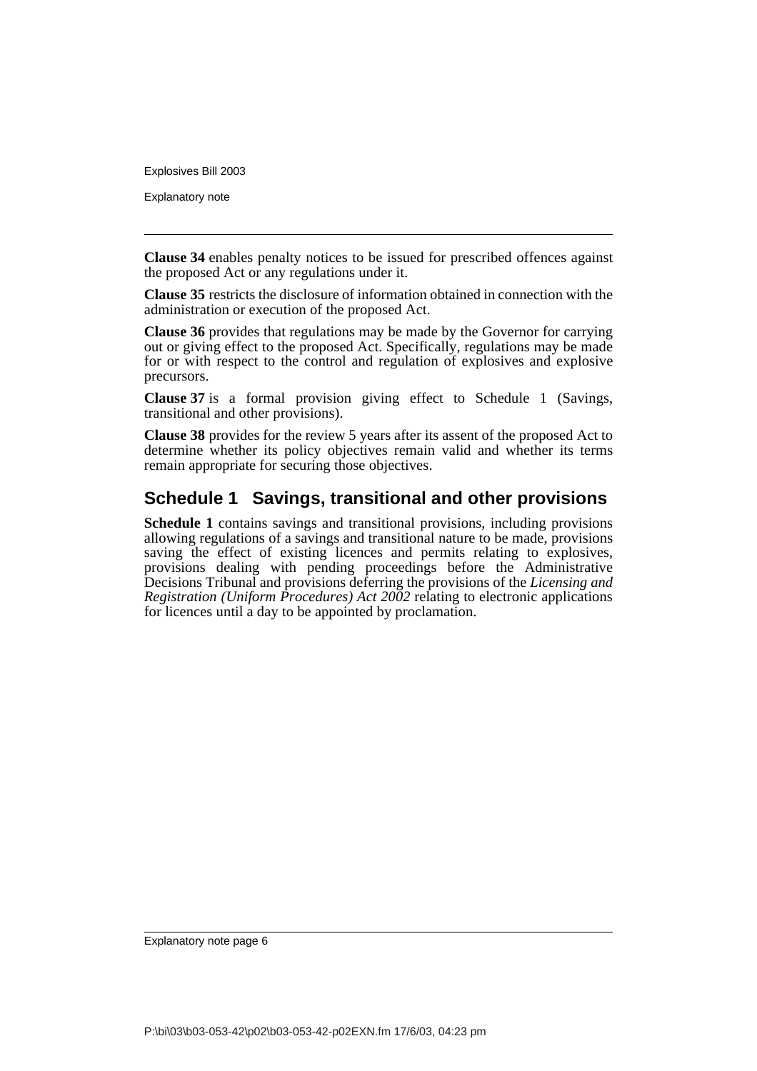**Clause 34** enables penalty notices to be issued for prescribed offences against the proposed Act or any regulations under it.

**Clause 35** restricts the disclosure of information obtained in connection with the administration or execution of the proposed Act.

**Clause 36** provides that regulations may be made by the Governor for carrying out or giving effect to the proposed Act. Specifically, regulations may be made for or with respect to the control and regulation of explosives and explosive precursors.

**Clause 37** is a formal provision giving effect to Schedule 1 (Savings, transitional and other provisions).

**Clause 38** provides for the review 5 years after its assent of the proposed Act to determine whether its policy objectives remain valid and whether its terms remain appropriate for securing those objectives.

## Schedule 1 Savings, transitional and other provisions

**Schedule 1** contains savings and transitional provisions, including provisions allowing regulations of a savings and transitional nature to be made, provisions saving the effect of existing licences and permits relating to explosives, provisions dealing with pending proceedings before the Administrative Decisions Tribunal and provisions deferring the provisions of the *Licensing and Registration (Uniform Procedures) Act 2002* relating to electronic applications for licences until a day to be appointed by proclamation.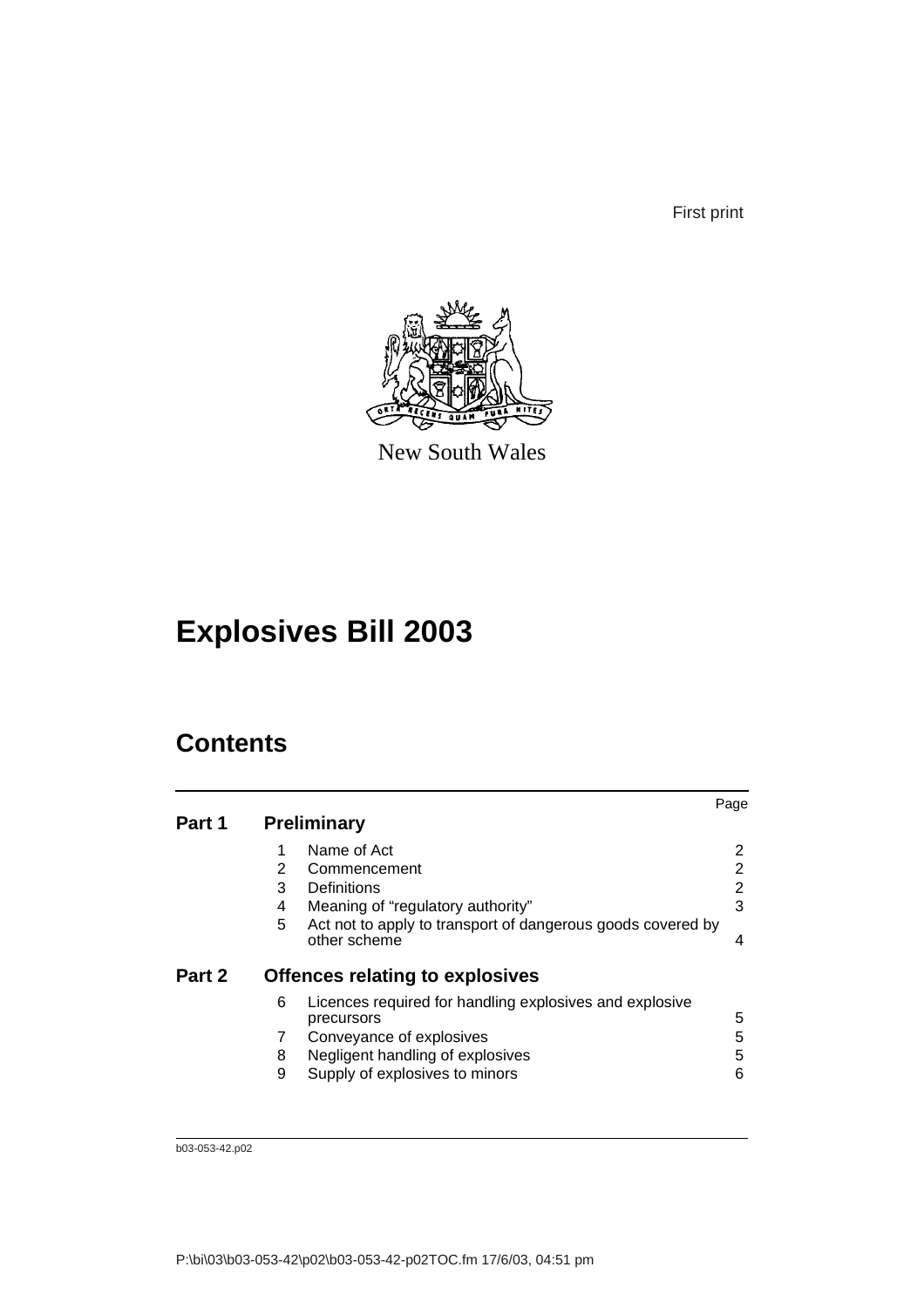First print

New South Wales

# Explosives Bill 2003

## Contents

| | | | Page |
|---|---|---|---|
| **Part 1** | **Preliminary** | | |
| | 1 | Name of Act | 2 |
| | 2 | Commencement | 2 |
| | 3 | Definitions | 2 |
| | 4 | Meaning of "regulatory authority" | 3 |
| | 5 | Act not to apply to transport of dangerous goods covered by other scheme | 4 |
| **Part 2** | **Offences relating to explosives** | | |
| | 6 | Licences required for handling explosives and explosive precursors | 5 |
| | 7 | Conveyance of explosives | 5 |
| | 8 | Negligent handling of explosives | 5 |
| | 9 | Supply of explosives to minors | 6 |

b03-053-42.p02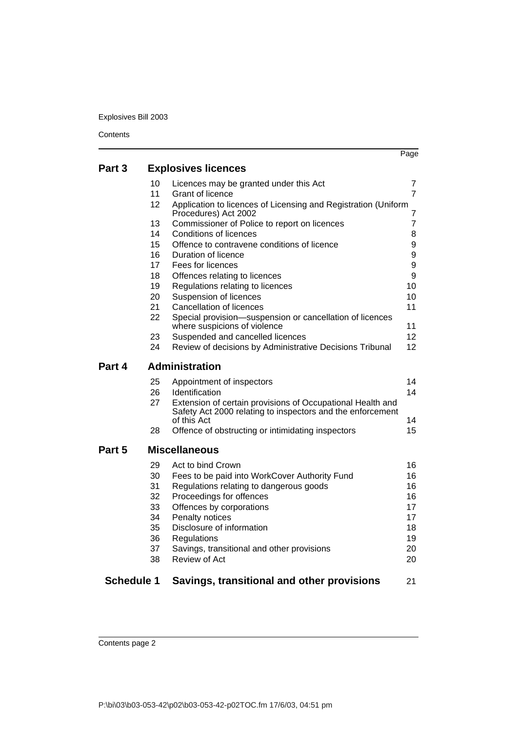| | | | Page |
|---|---|---|---|
| **Part 3** | **Explosives licences** | | |
| | 10 | Licences may be granted under this Act | 7 |
| | 11 | Grant of licence | 7 |
| | 12 | Application to licences of Licensing and Registration (Uniform Procedures) Act 2002 | 7 |
| | 13 | Commissioner of Police to report on licences | 7 |
| | 14 | Conditions of licences | 8 |
| | 15 | Offence to contravene conditions of licence | 9 |
| | 16 | Duration of licence | 9 |
| | 17 | Fees for licences | 9 |
| | 18 | Offences relating to licences | 9 |
| | 19 | Regulations relating to licences | 10 |
| | 20 | Suspension of licences | 10 |
| | 21 | Cancellation of licences | 11 |
| | 22 | Special provision—suspension or cancellation of licences where suspicions of violence | 11 |
| | 23 | Suspended and cancelled licences | 12 |
| | 24 | Review of decisions by Administrative Decisions Tribunal | 12 |
| **Part 4** | **Administration** | | |
| | 25 | Appointment of inspectors | 14 |
| | 26 | Identification | 14 |
| | 27 | Extension of certain provisions of Occupational Health and Safety Act 2000 relating to inspectors and the enforcement of this Act | 14 |
| | 28 | Offence of obstructing or intimidating inspectors | 15 |
| **Part 5** | **Miscellaneous** | | |
| | 29 | Act to bind Crown | 16 |
| | 30 | Fees to be paid into WorkCover Authority Fund | 16 |
| | 31 | Regulations relating to dangerous goods | 16 |
| | 32 | Proceedings for offences | 16 |
| | 33 | Offences by corporations | 17 |
| | 34 | Penalty notices | 17 |
| | 35 | Disclosure of information | 18 |
| | 36 | Regulations | 19 |
| | 37 | Savings, transitional and other provisions | 20 |
| | 38 | Review of Act | 20 |
| **Schedule 1** | **Savings, transitional and other provisions** | | 21 |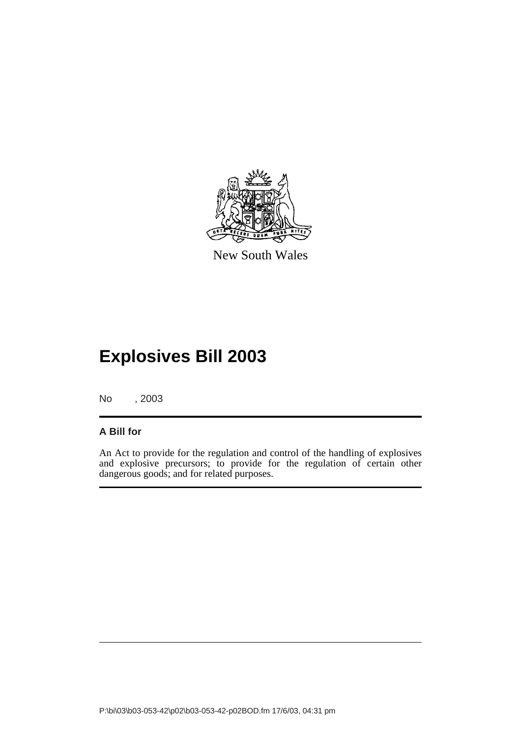New South Wales

# Explosives Bill 2003

No , 2003

**A Bill for**

An Act to provide for the regulation and control of the handling of explosives and explosive precursors; to provide for the regulation of certain other dangerous goods; and for related purposes.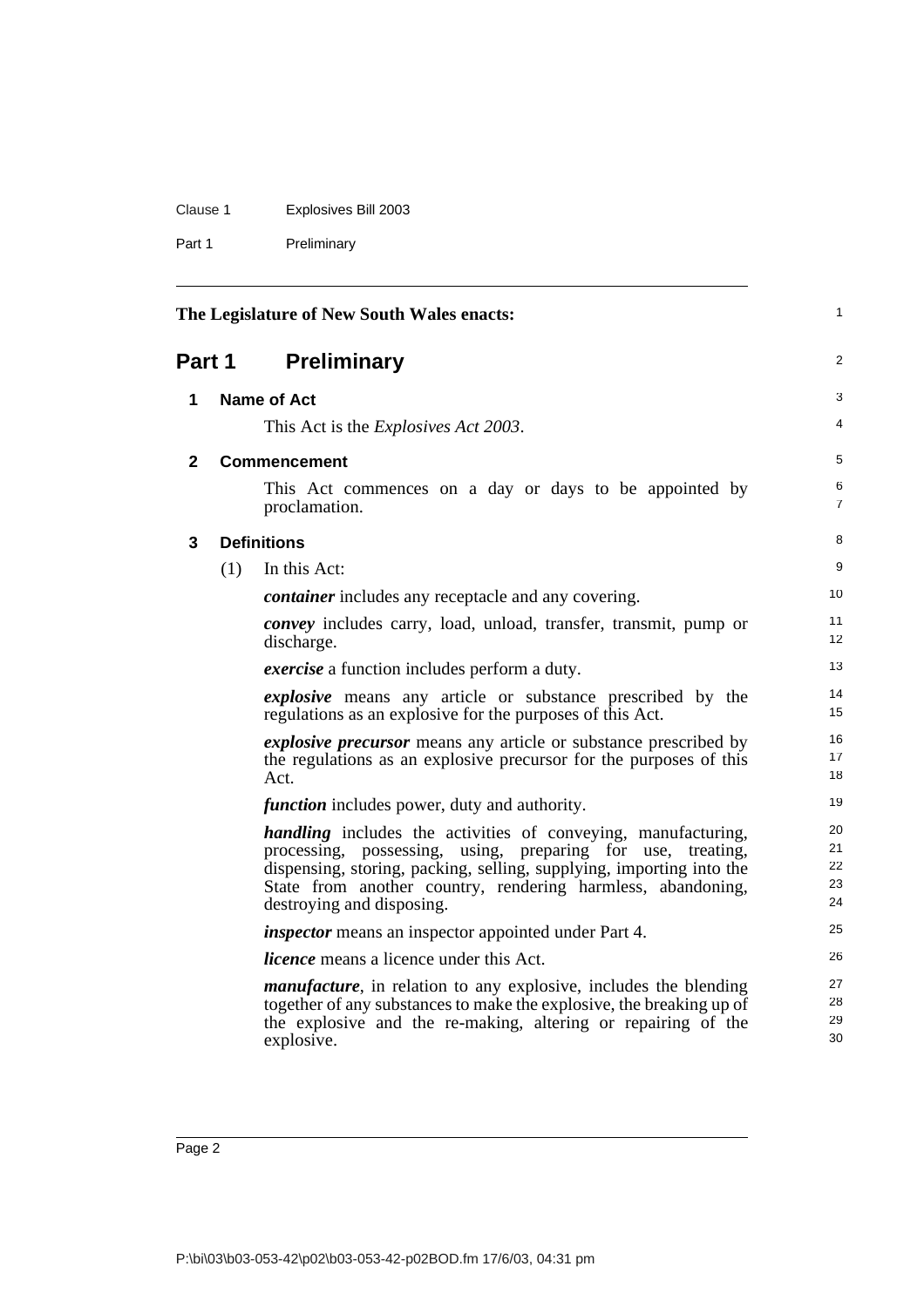The Legislature of New South Wales enacts:

# Part 1 Preliminary

## 1 Name of Act

This Act is the *Explosives Act 2003*.

## 2 Commencement

This Act commences on a day or days to be appointed by proclamation.

## 3 Definitions

(1) In this Act:

***container*** includes any receptacle and any covering.

***convey*** includes carry, load, unload, transfer, transmit, pump or discharge.

***exercise*** a function includes perform a duty.

***explosive*** means any article or substance prescribed by the regulations as an explosive for the purposes of this Act.

***explosive precursor*** means any article or substance prescribed by the regulations as an explosive precursor for the purposes of this Act.

***function*** includes power, duty and authority.

***handling*** includes the activities of conveying, manufacturing, processing, possessing, using, preparing for use, treating, dispensing, storing, packing, selling, supplying, importing into the State from another country, rendering harmless, abandoning, destroying and disposing.

***inspector*** means an inspector appointed under Part 4.

***licence*** means a licence under this Act.

***manufacture***, in relation to any explosive, includes the blending together of any substances to make the explosive, the breaking up of the explosive and the re-making, altering or repairing of the explosive.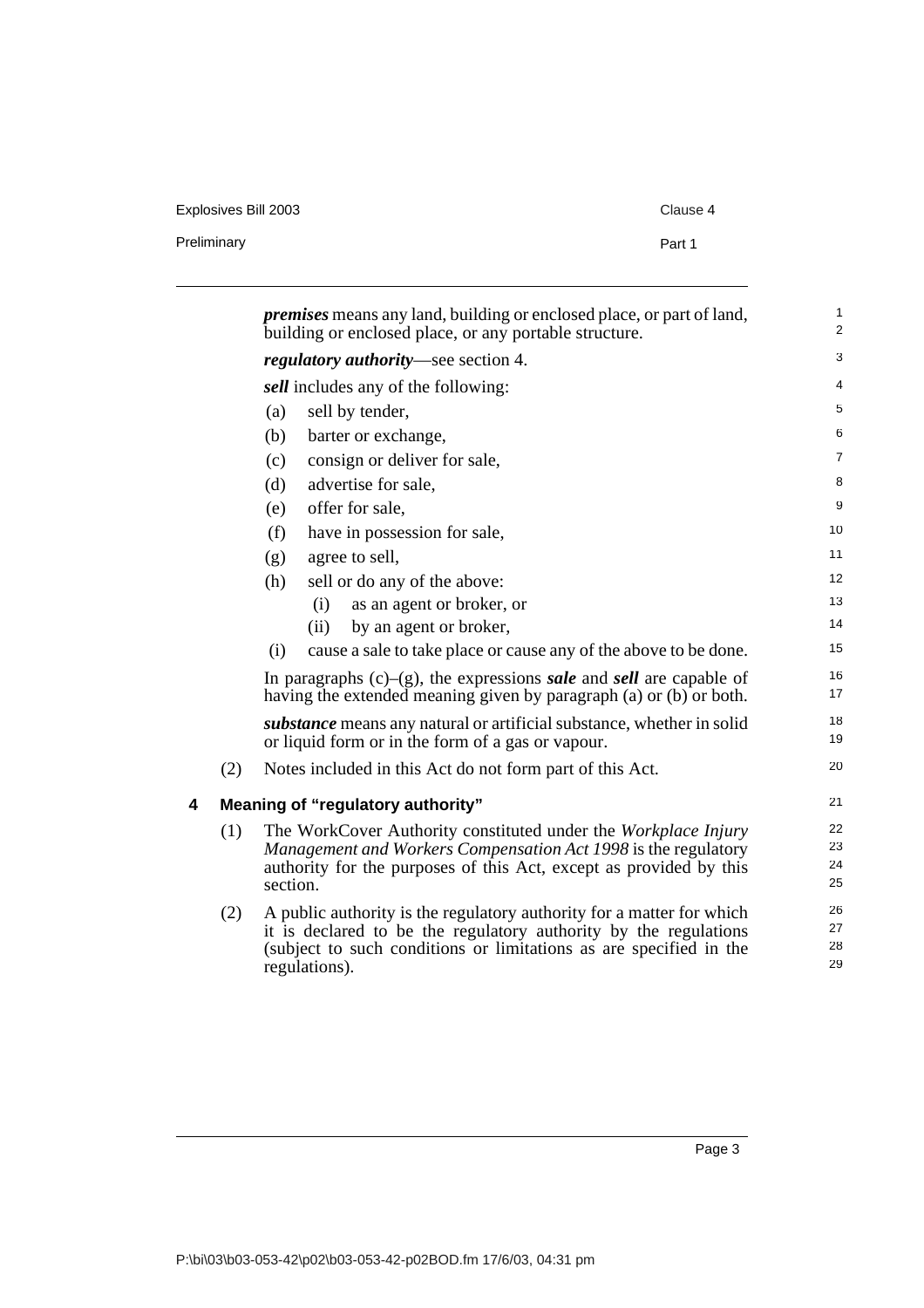***premises*** means any land, building or enclosed place, or part of land, building or enclosed place, or any portable structure.

***regulatory authority***—see section 4.

***sell*** includes any of the following:

- (a) sell by tender,
- (b) barter or exchange,
- (c) consign or deliver for sale,
- (d) advertise for sale,
- (e) offer for sale,
- (f) have in possession for sale,
- (g) agree to sell,
- (h) sell or do any of the above:
  - (i) as an agent or broker, or
  - (ii) by an agent or broker,
- (i) cause a sale to take place or cause any of the above to be done.

In paragraphs (c)–(g), the expressions ***sale*** and ***sell*** are capable of having the extended meaning given by paragraph (a) or (b) or both.

***substance*** means any natural or artificial substance, whether in solid or liquid form or in the form of a gas or vapour.

(2) Notes included in this Act do not form part of this Act.

### 4 Meaning of "regulatory authority"

(1) The WorkCover Authority constituted under the *Workplace Injury Management and Workers Compensation Act 1998* is the regulatory authority for the purposes of this Act, except as provided by this section.

(2) A public authority is the regulatory authority for a matter for which it is declared to be the regulatory authority by the regulations (subject to such conditions or limitations as are specified in the regulations).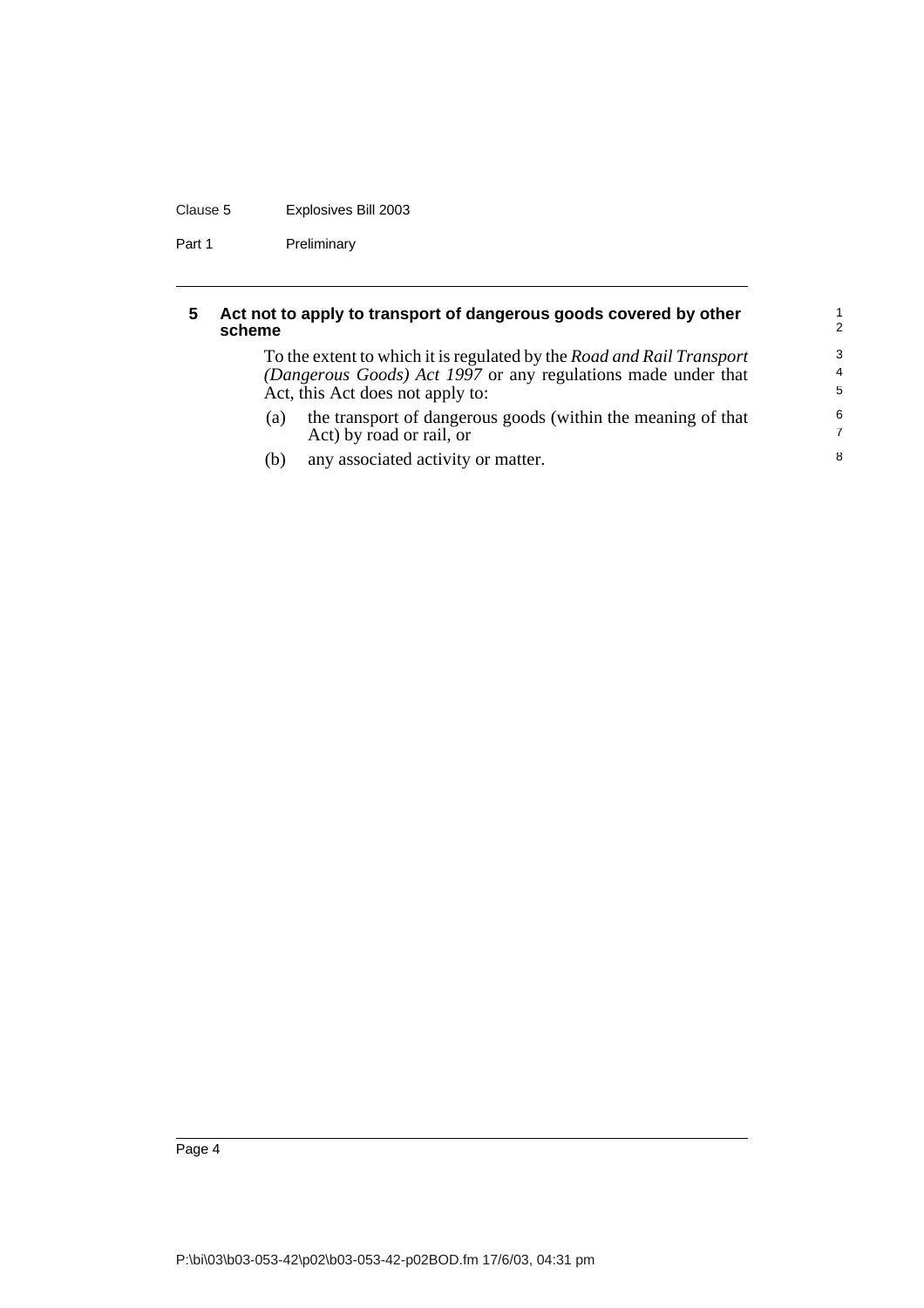## 5 Act not to apply to transport of dangerous goods covered by other scheme

To the extent to which it is regulated by the *Road and Rail Transport (Dangerous Goods) Act 1997* or any regulations made under that Act, this Act does not apply to:

(a) the transport of dangerous goods (within the meaning of that Act) by road or rail, or

(b) any associated activity or matter.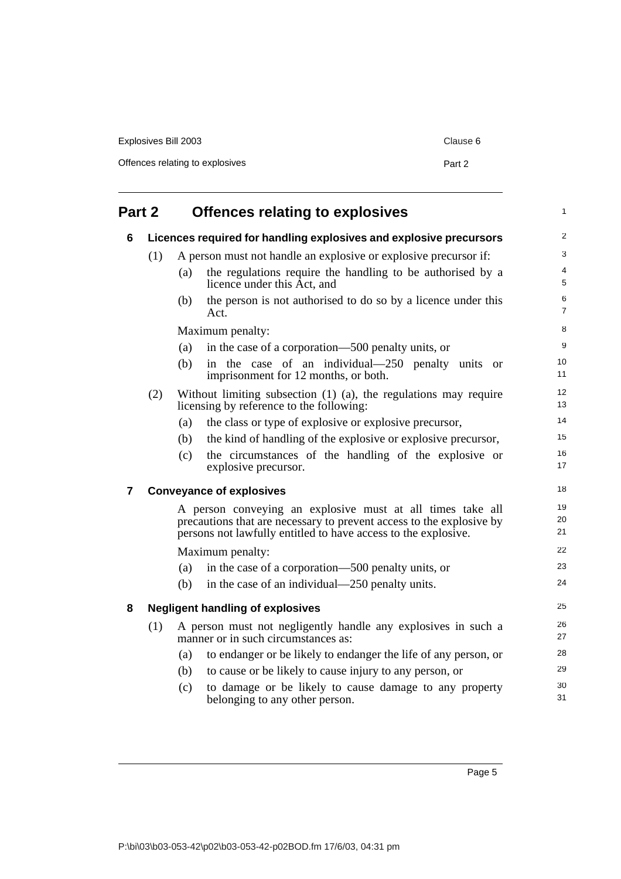## Part 2 Offences relating to explosives

### 6 Licences required for handling explosives and explosive precursors

(1) A person must not handle an explosive or explosive precursor if:

(a) the regulations require the handling to be authorised by a licence under this Act, and

(b) the person is not authorised to do so by a licence under this Act.

Maximum penalty:

(a) in the case of a corporation—500 penalty units, or

(b) in the case of an individual—250 penalty units or imprisonment for 12 months, or both.

(2) Without limiting subsection (1) (a), the regulations may require licensing by reference to the following:

(a) the class or type of explosive or explosive precursor,

(b) the kind of handling of the explosive or explosive precursor,

(c) the circumstances of the handling of the explosive or explosive precursor.

### 7 Conveyance of explosives

A person conveying an explosive must at all times take all precautions that are necessary to prevent access to the explosive by persons not lawfully entitled to have access to the explosive.

Maximum penalty:

(a) in the case of a corporation—500 penalty units, or

(b) in the case of an individual—250 penalty units.

### 8 Negligent handling of explosives

(1) A person must not negligently handle any explosives in such a manner or in such circumstances as:

(a) to endanger or be likely to endanger the life of any person, or

(b) to cause or be likely to cause injury to any person, or

(c) to damage or be likely to cause damage to any property belonging to any other person.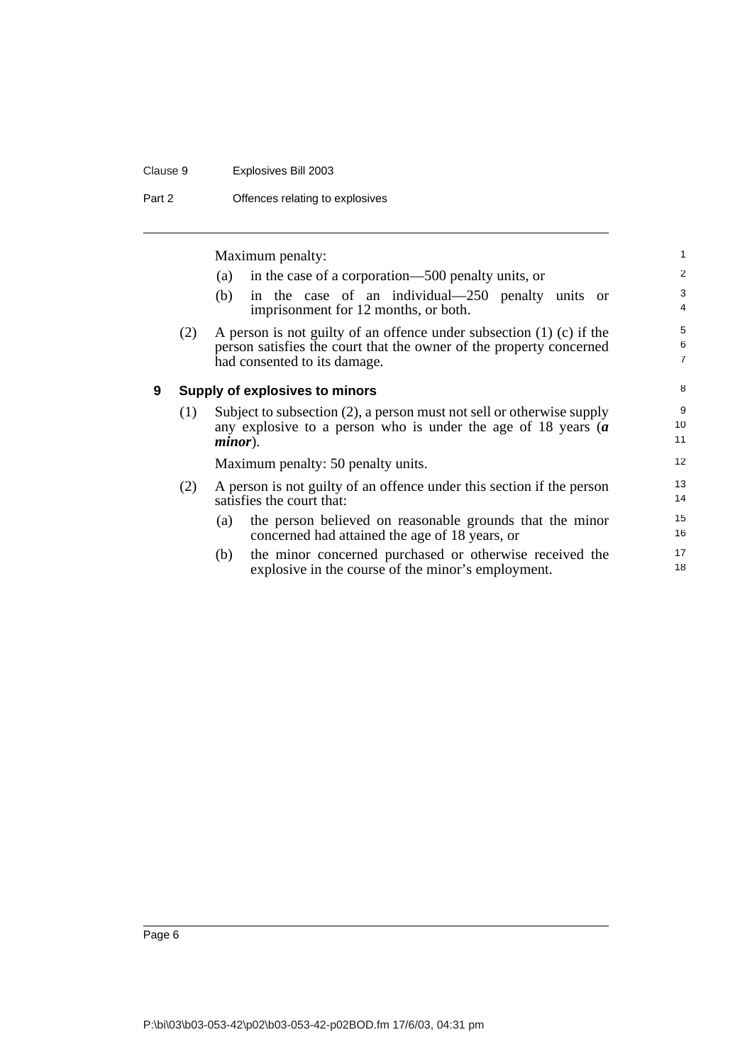Maximum penalty:

(a) in the case of a corporation—500 penalty units, or

(b) in the case of an individual—250 penalty units or imprisonment for 12 months, or both.

(2) A person is not guilty of an offence under subsection (1) (c) if the person satisfies the court that the owner of the property concerned had consented to its damage.

### 9 Supply of explosives to minors

(1) Subject to subsection (2), a person must not sell or otherwise supply any explosive to a person who is under the age of 18 years (***a minor***).

Maximum penalty: 50 penalty units.

(2) A person is not guilty of an offence under this section if the person satisfies the court that:

(a) the person believed on reasonable grounds that the minor concerned had attained the age of 18 years, or

(b) the minor concerned purchased or otherwise received the explosive in the course of the minor's employment.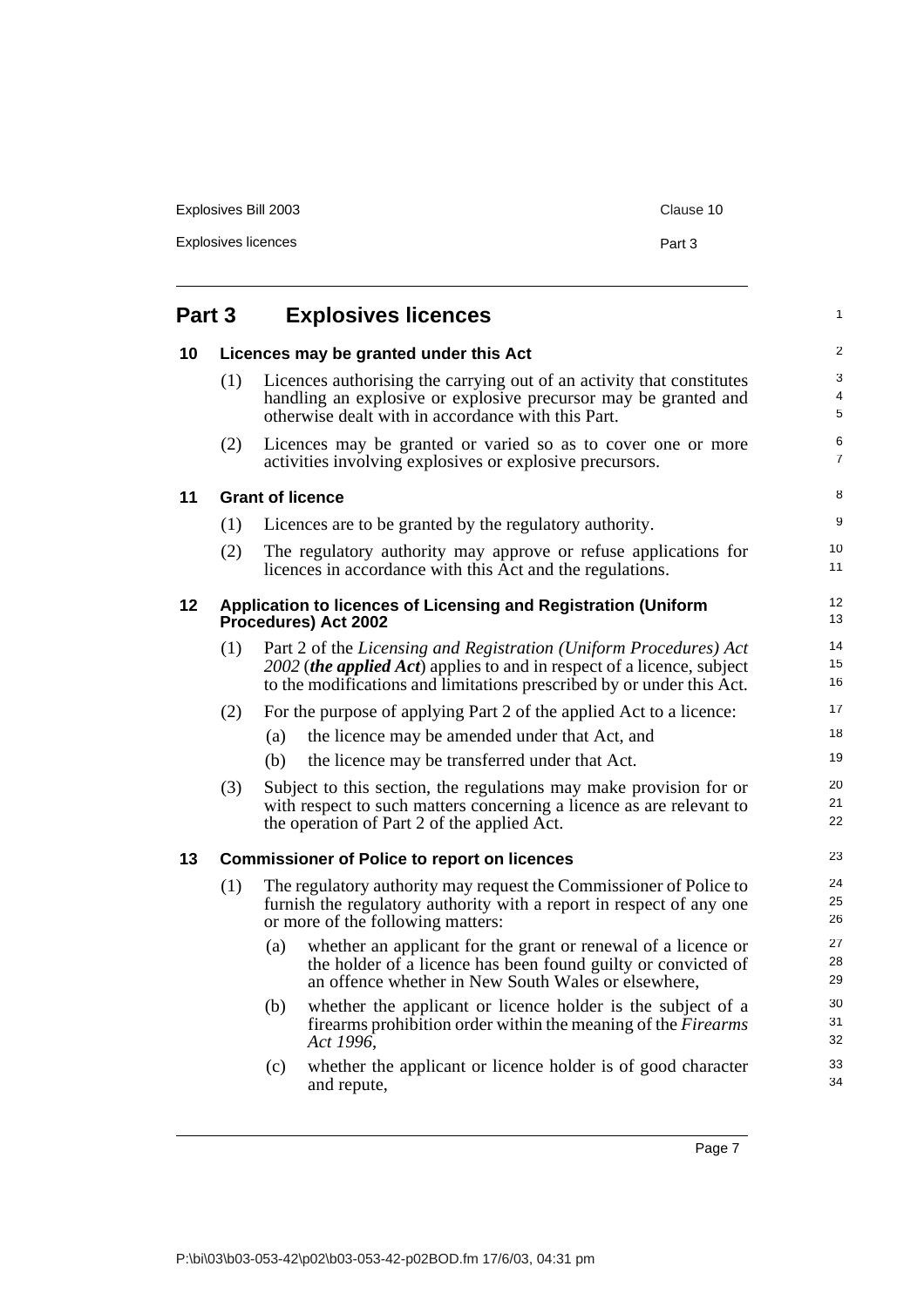# Part 3 Explosives licences

## 10 Licences may be granted under this Act

(1) Licences authorising the carrying out of an activity that constitutes handling an explosive or explosive precursor may be granted and otherwise dealt with in accordance with this Part.

(2) Licences may be granted or varied so as to cover one or more activities involving explosives or explosive precursors.

## 11 Grant of licence

(1) Licences are to be granted by the regulatory authority.

(2) The regulatory authority may approve or refuse applications for licences in accordance with this Act and the regulations.

## 12 Application to licences of Licensing and Registration (Uniform Procedures) Act 2002

(1) Part 2 of the *Licensing and Registration (Uniform Procedures) Act 2002* (***the applied Act***) applies to and in respect of a licence, subject to the modifications and limitations prescribed by or under this Act.

(2) For the purpose of applying Part 2 of the applied Act to a licence:

- (a) the licence may be amended under that Act, and
- (b) the licence may be transferred under that Act.

(3) Subject to this section, the regulations may make provision for or with respect to such matters concerning a licence as are relevant to the operation of Part 2 of the applied Act.

## 13 Commissioner of Police to report on licences

(1) The regulatory authority may request the Commissioner of Police to furnish the regulatory authority with a report in respect of any one or more of the following matters:

- (a) whether an applicant for the grant or renewal of a licence or the holder of a licence has been found guilty or convicted of an offence whether in New South Wales or elsewhere,
- (b) whether the applicant or licence holder is the subject of a firearms prohibition order within the meaning of the *Firearms Act 1996*,
- (c) whether the applicant or licence holder is of good character and repute,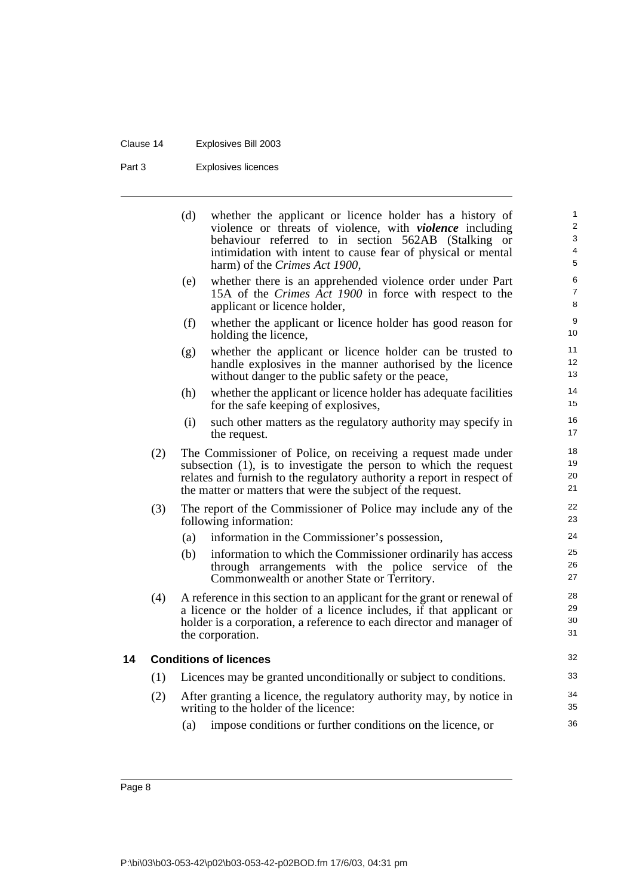(d) whether the applicant or licence holder has a history of violence or threats of violence, with ***violence*** including behaviour referred to in section 562AB (Stalking or intimidation with intent to cause fear of physical or mental harm) of the *Crimes Act 1900*,

(e) whether there is an apprehended violence order under Part 15A of the *Crimes Act 1900* in force with respect to the applicant or licence holder,

(f) whether the applicant or licence holder has good reason for holding the licence,

(g) whether the applicant or licence holder can be trusted to handle explosives in the manner authorised by the licence without danger to the public safety or the peace,

(h) whether the applicant or licence holder has adequate facilities for the safe keeping of explosives,

(i) such other matters as the regulatory authority may specify in the request.

(2) The Commissioner of Police, on receiving a request made under subsection (1), is to investigate the person to which the request relates and furnish to the regulatory authority a report in respect of the matter or matters that were the subject of the request.

(3) The report of the Commissioner of Police may include any of the following information:

(a) information in the Commissioner's possession,

(b) information to which the Commissioner ordinarily has access through arrangements with the police service of the Commonwealth or another State or Territory.

(4) A reference in this section to an applicant for the grant or renewal of a licence or the holder of a licence includes, if that applicant or holder is a corporation, a reference to each director and manager of the corporation.

## 14 Conditions of licences

(1) Licences may be granted unconditionally or subject to conditions.

(2) After granting a licence, the regulatory authority may, by notice in writing to the holder of the licence:

(a) impose conditions or further conditions on the licence, or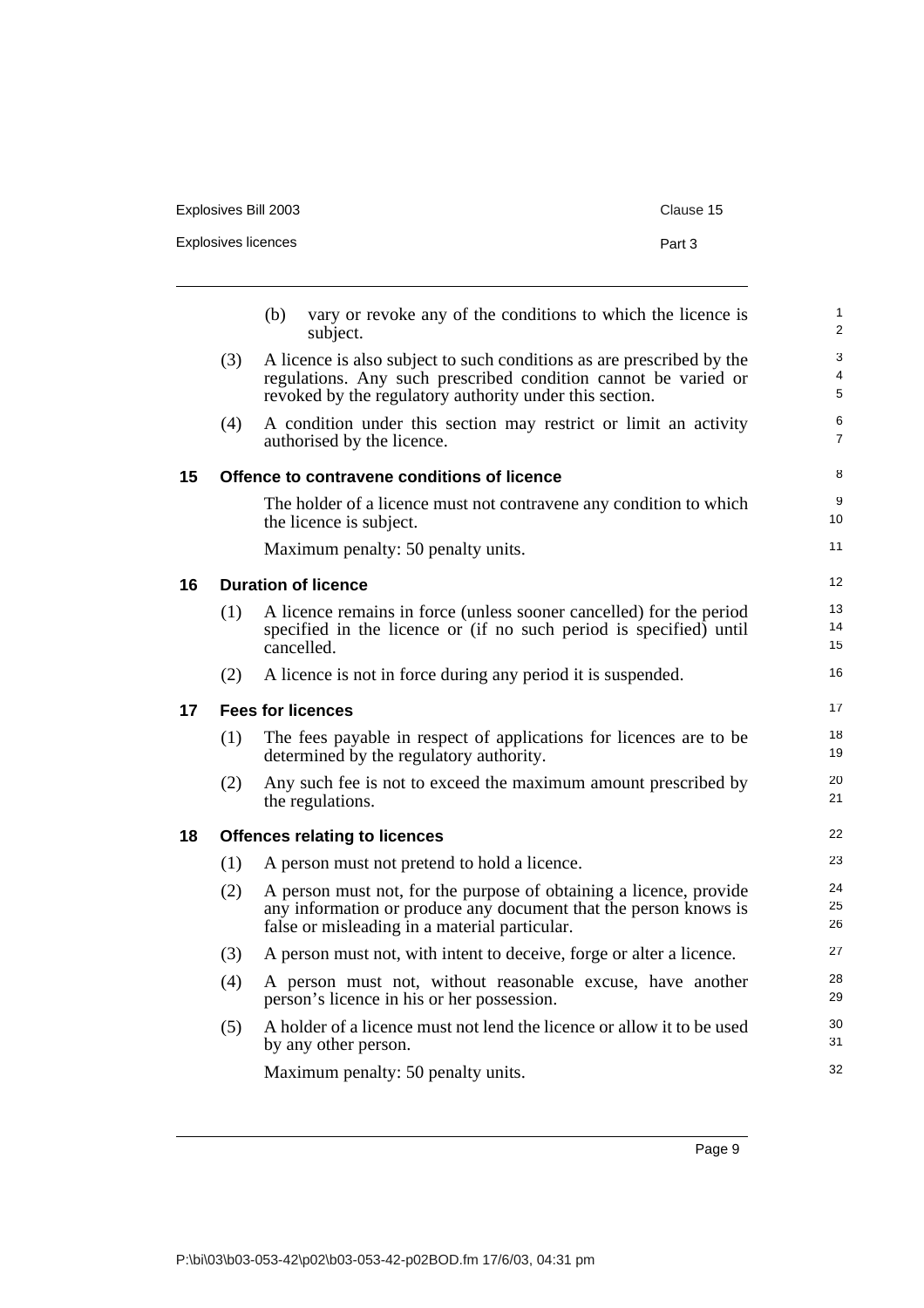(b) vary or revoke any of the conditions to which the licence is subject.

(3) A licence is also subject to such conditions as are prescribed by the regulations. Any such prescribed condition cannot be varied or revoked by the regulatory authority under this section.

(4) A condition under this section may restrict or limit an activity authorised by the licence.

### 15 Offence to contravene conditions of licence

The holder of a licence must not contravene any condition to which the licence is subject.

Maximum penalty: 50 penalty units.

### 16 Duration of licence

(1) A licence remains in force (unless sooner cancelled) for the period specified in the licence or (if no such period is specified) until cancelled.

(2) A licence is not in force during any period it is suspended.

### 17 Fees for licences

(1) The fees payable in respect of applications for licences are to be determined by the regulatory authority.

(2) Any such fee is not to exceed the maximum amount prescribed by the regulations.

### 18 Offences relating to licences

(1) A person must not pretend to hold a licence.

(2) A person must not, for the purpose of obtaining a licence, provide any information or produce any document that the person knows is false or misleading in a material particular.

(3) A person must not, with intent to deceive, forge or alter a licence.

(4) A person must not, without reasonable excuse, have another person's licence in his or her possession.

(5) A holder of a licence must not lend the licence or allow it to be used by any other person.

Maximum penalty: 50 penalty units.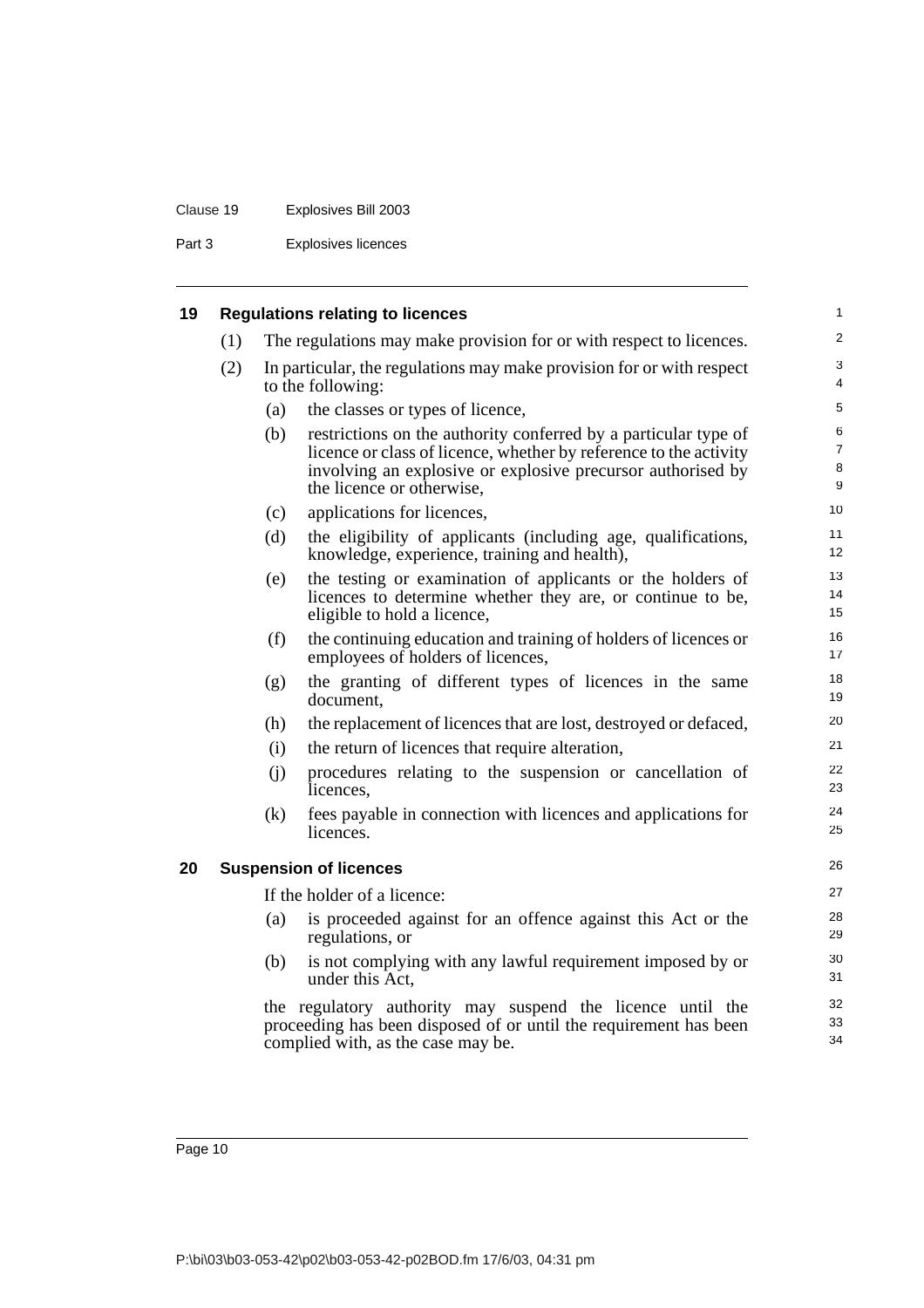## 19 Regulations relating to licences

(1) The regulations may make provision for or with respect to licences.

(2) In particular, the regulations may make provision for or with respect to the following:

- (a) the classes or types of licence,
- (b) restrictions on the authority conferred by a particular type of licence or class of licence, whether by reference to the activity involving an explosive or explosive precursor authorised by the licence or otherwise,
- (c) applications for licences,
- (d) the eligibility of applicants (including age, qualifications, knowledge, experience, training and health),
- (e) the testing or examination of applicants or the holders of licences to determine whether they are, or continue to be, eligible to hold a licence,
- (f) the continuing education and training of holders of licences or employees of holders of licences,
- (g) the granting of different types of licences in the same document,
- (h) the replacement of licences that are lost, destroyed or defaced,
- (i) the return of licences that require alteration,
- (j) procedures relating to the suspension or cancellation of licences,
- (k) fees payable in connection with licences and applications for licences.

## 20 Suspension of licences

If the holder of a licence:

- (a) is proceeded against for an offence against this Act or the regulations, or
- (b) is not complying with any lawful requirement imposed by or under this Act,

the regulatory authority may suspend the licence until the proceeding has been disposed of or until the requirement has been complied with, as the case may be.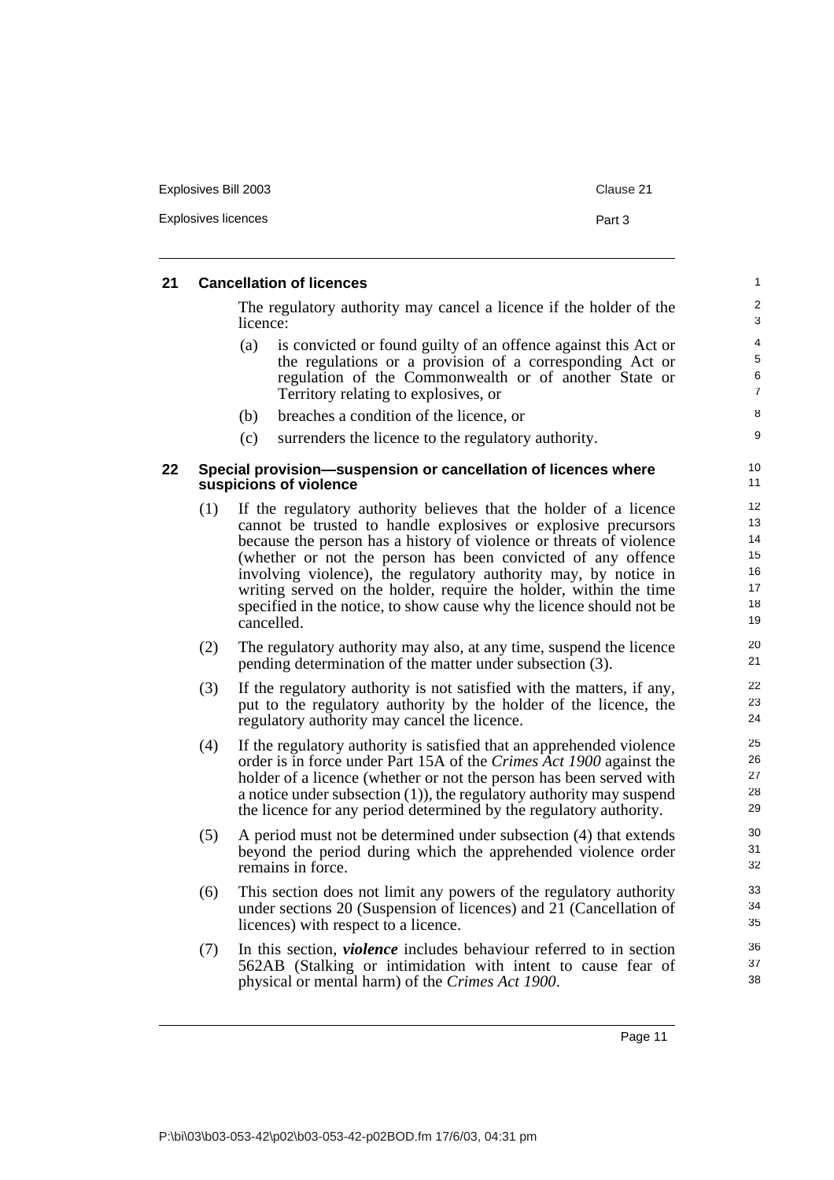### 21 Cancellation of licences

The regulatory authority may cancel a licence if the holder of the licence:

(a) is convicted or found guilty of an offence against this Act or the regulations or a provision of a corresponding Act or regulation of the Commonwealth or of another State or Territory relating to explosives, or

(b) breaches a condition of the licence, or

(c) surrenders the licence to the regulatory authority.

### 22 Special provision—suspension or cancellation of licences where suspicions of violence

(1) If the regulatory authority believes that the holder of a licence cannot be trusted to handle explosives or explosive precursors because the person has a history of violence or threats of violence (whether or not the person has been convicted of any offence involving violence), the regulatory authority may, by notice in writing served on the holder, require the holder, within the time specified in the notice, to show cause why the licence should not be cancelled.

(2) The regulatory authority may also, at any time, suspend the licence pending determination of the matter under subsection (3).

(3) If the regulatory authority is not satisfied with the matters, if any, put to the regulatory authority by the holder of the licence, the regulatory authority may cancel the licence.

(4) If the regulatory authority is satisfied that an apprehended violence order is in force under Part 15A of the *Crimes Act 1900* against the holder of a licence (whether or not the person has been served with a notice under subsection (1)), the regulatory authority may suspend the licence for any period determined by the regulatory authority.

(5) A period must not be determined under subsection (4) that extends beyond the period during which the apprehended violence order remains in force.

(6) This section does not limit any powers of the regulatory authority under sections 20 (Suspension of licences) and 21 (Cancellation of licences) with respect to a licence.

(7) In this section, ***violence*** includes behaviour referred to in section 562AB (Stalking or intimidation with intent to cause fear of physical or mental harm) of the *Crimes Act 1900*.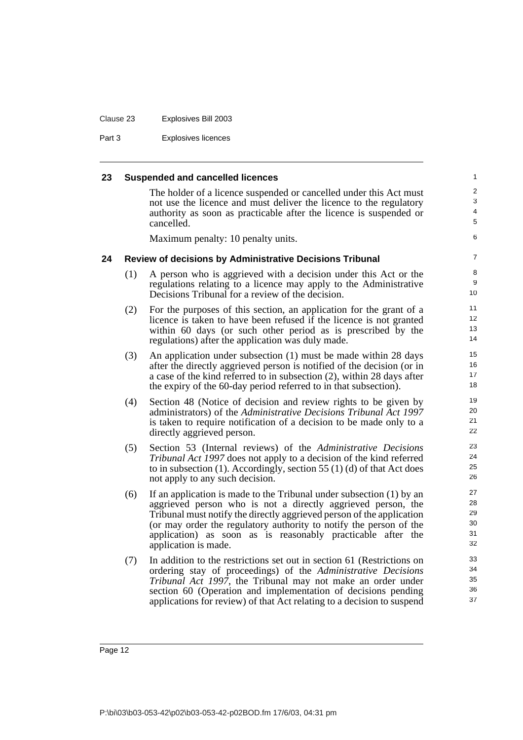## 23 Suspended and cancelled licences

The holder of a licence suspended or cancelled under this Act must not use the licence and must deliver the licence to the regulatory authority as soon as practicable after the licence is suspended or cancelled.

Maximum penalty: 10 penalty units.

## 24 Review of decisions by Administrative Decisions Tribunal

(1) A person who is aggrieved with a decision under this Act or the regulations relating to a licence may apply to the Administrative Decisions Tribunal for a review of the decision.

(2) For the purposes of this section, an application for the grant of a licence is taken to have been refused if the licence is not granted within 60 days (or such other period as is prescribed by the regulations) after the application was duly made.

(3) An application under subsection (1) must be made within 28 days after the directly aggrieved person is notified of the decision (or in a case of the kind referred to in subsection (2), within 28 days after the expiry of the 60-day period referred to in that subsection).

(4) Section 48 (Notice of decision and review rights to be given by administrators) of the *Administrative Decisions Tribunal Act 1997* is taken to require notification of a decision to be made only to a directly aggrieved person.

(5) Section 53 (Internal reviews) of the *Administrative Decisions Tribunal Act 1997* does not apply to a decision of the kind referred to in subsection (1). Accordingly, section 55 (1) (d) of that Act does not apply to any such decision.

(6) If an application is made to the Tribunal under subsection (1) by an aggrieved person who is not a directly aggrieved person, the Tribunal must notify the directly aggrieved person of the application (or may order the regulatory authority to notify the person of the application) as soon as is reasonably practicable after the application is made.

(7) In addition to the restrictions set out in section 61 (Restrictions on ordering stay of proceedings) of the *Administrative Decisions Tribunal Act 1997*, the Tribunal may not make an order under section 60 (Operation and implementation of decisions pending applications for review) of that Act relating to a decision to suspend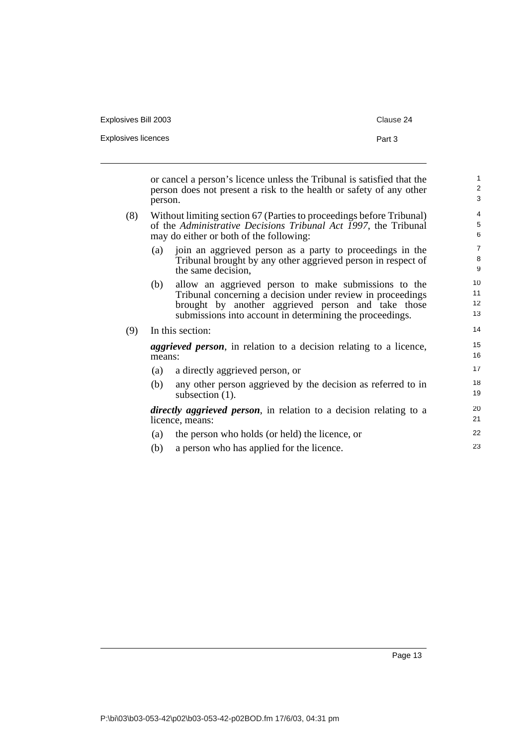or cancel a person's licence unless the Tribunal is satisfied that the person does not present a risk to the health or safety of any other person.

(8) Without limiting section 67 (Parties to proceedings before Tribunal) of the *Administrative Decisions Tribunal Act 1997*, the Tribunal may do either or both of the following:

(a) join an aggrieved person as a party to proceedings in the Tribunal brought by any other aggrieved person in respect of the same decision,

(b) allow an aggrieved person to make submissions to the Tribunal concerning a decision under review in proceedings brought by another aggrieved person and take those submissions into account in determining the proceedings.

(9) In this section:

***aggrieved person***, in relation to a decision relating to a licence, means:

(a) a directly aggrieved person, or

(b) any other person aggrieved by the decision as referred to in subsection (1).

***directly aggrieved person***, in relation to a decision relating to a licence, means:

(a) the person who holds (or held) the licence, or

(b) a person who has applied for the licence.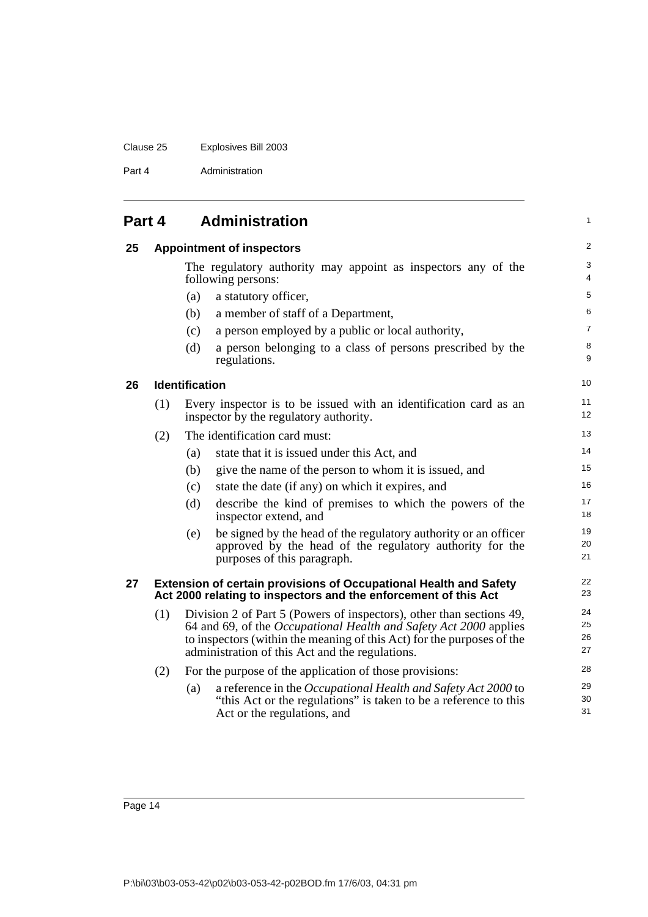## Part 4 Administration

### 25 Appointment of inspectors

The regulatory authority may appoint as inspectors any of the following persons:

(a) a statutory officer,

(b) a member of staff of a Department,

(c) a person employed by a public or local authority,

(d) a person belonging to a class of persons prescribed by the regulations.

### 26 Identification

(1) Every inspector is to be issued with an identification card as an inspector by the regulatory authority.

(2) The identification card must:

(a) state that it is issued under this Act, and

(b) give the name of the person to whom it is issued, and

(c) state the date (if any) on which it expires, and

(d) describe the kind of premises to which the powers of the inspector extend, and

(e) be signed by the head of the regulatory authority or an officer approved by the head of the regulatory authority for the purposes of this paragraph.

### 27 Extension of certain provisions of Occupational Health and Safety Act 2000 relating to inspectors and the enforcement of this Act

(1) Division 2 of Part 5 (Powers of inspectors), other than sections 49, 64 and 69, of the *Occupational Health and Safety Act 2000* applies to inspectors (within the meaning of this Act) for the purposes of the administration of this Act and the regulations.

(2) For the purpose of the application of those provisions:

(a) a reference in the *Occupational Health and Safety Act 2000* to "this Act or the regulations" is taken to be a reference to this Act or the regulations, and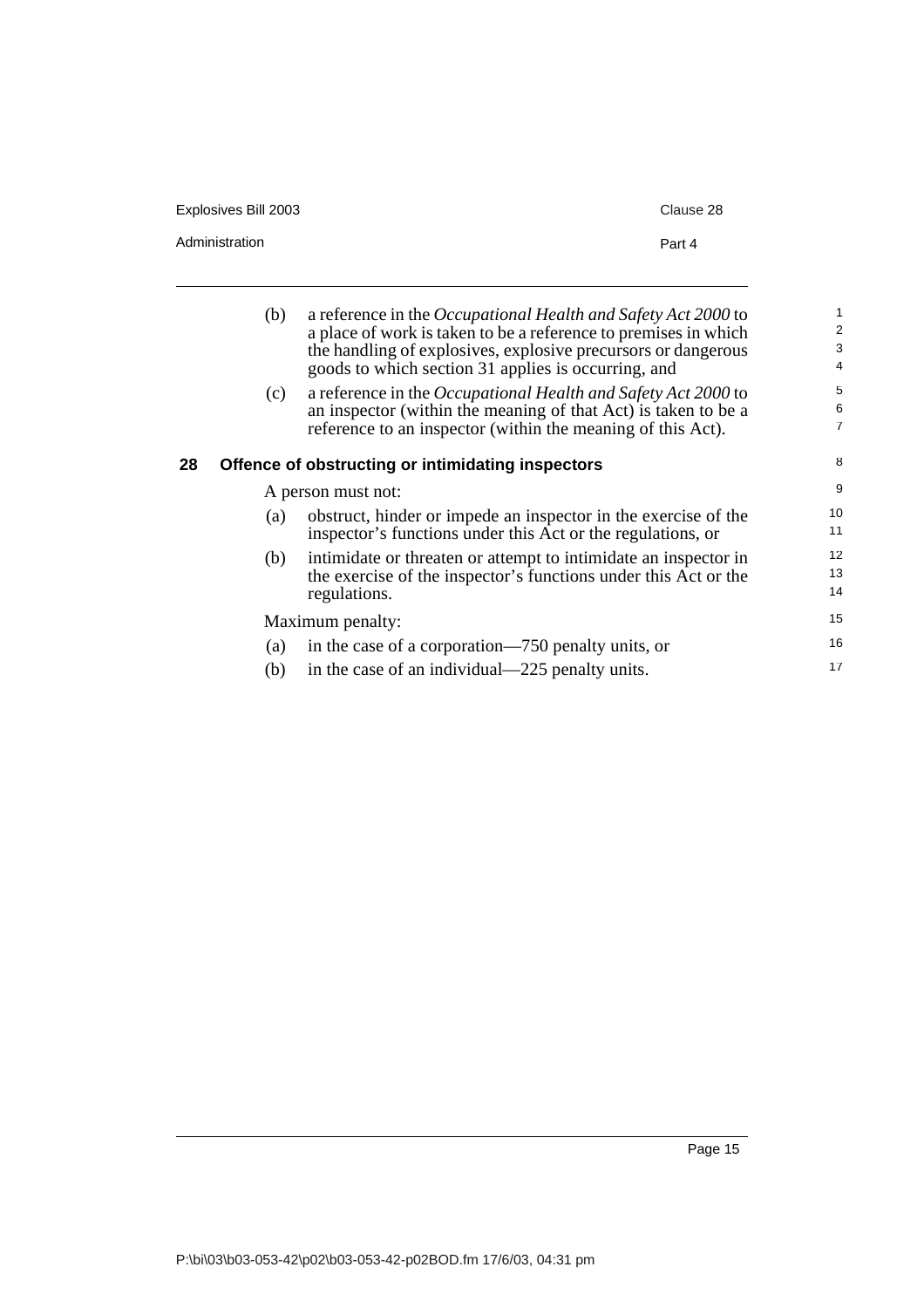(b) a reference in the *Occupational Health and Safety Act 2000* to a place of work is taken to be a reference to premises in which the handling of explosives, explosive precursors or dangerous goods to which section 31 applies is occurring, and

(c) a reference in the *Occupational Health and Safety Act 2000* to an inspector (within the meaning of that Act) is taken to be a reference to an inspector (within the meaning of this Act).

## 28 Offence of obstructing or intimidating inspectors

A person must not:

(a) obstruct, hinder or impede an inspector in the exercise of the inspector's functions under this Act or the regulations, or

(b) intimidate or threaten or attempt to intimidate an inspector in the exercise of the inspector's functions under this Act or the regulations.

Maximum penalty:

(a) in the case of a corporation—750 penalty units, or

(b) in the case of an individual—225 penalty units.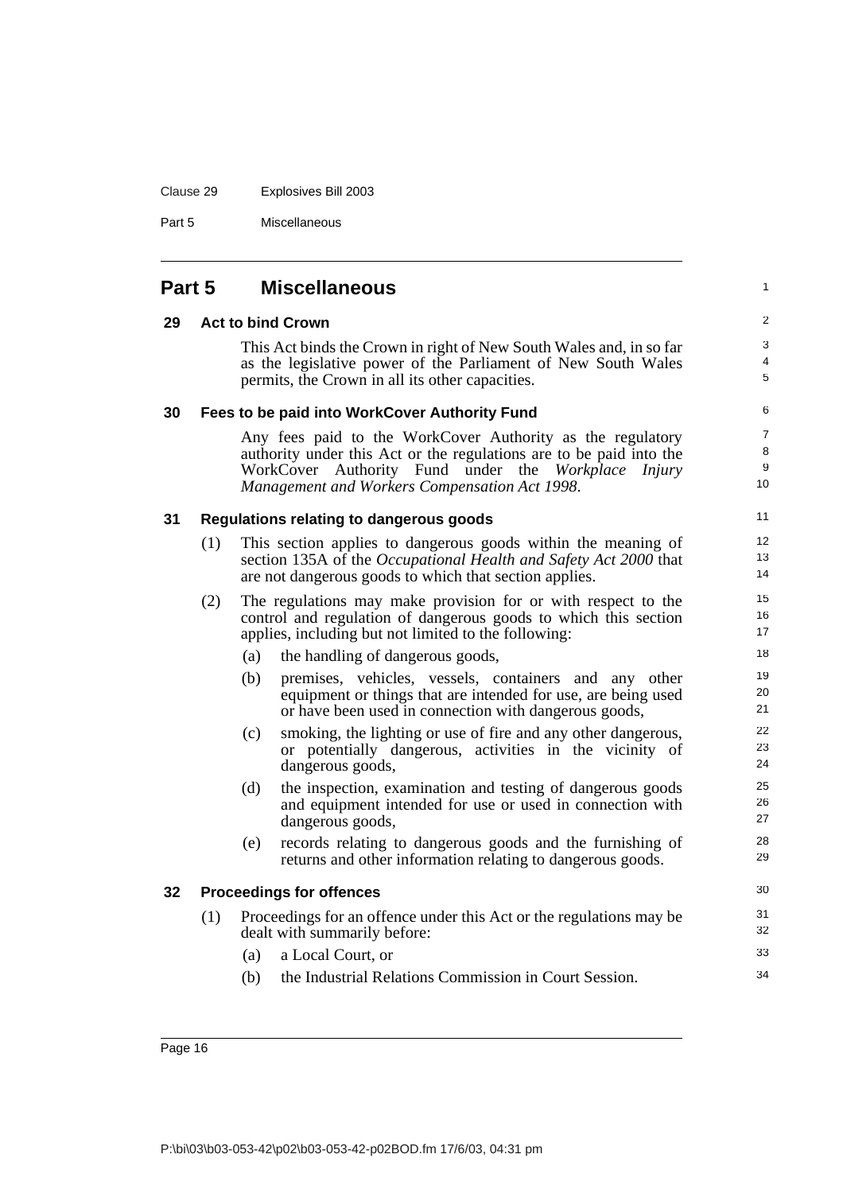## Part 5 Miscellaneous

### 29 Act to bind Crown

This Act binds the Crown in right of New South Wales and, in so far as the legislative power of the Parliament of New South Wales permits, the Crown in all its other capacities.

### 30 Fees to be paid into WorkCover Authority Fund

Any fees paid to the WorkCover Authority as the regulatory authority under this Act or the regulations are to be paid into the WorkCover Authority Fund under the *Workplace Injury Management and Workers Compensation Act 1998*.

### 31 Regulations relating to dangerous goods

(1) This section applies to dangerous goods within the meaning of section 135A of the *Occupational Health and Safety Act 2000* that are not dangerous goods to which that section applies.

(2) The regulations may make provision for or with respect to the control and regulation of dangerous goods to which this section applies, including but not limited to the following:

- (a) the handling of dangerous goods,
- (b) premises, vehicles, vessels, containers and any other equipment or things that are intended for use, are being used or have been used in connection with dangerous goods,
- (c) smoking, the lighting or use of fire and any other dangerous, or potentially dangerous, activities in the vicinity of dangerous goods,
- (d) the inspection, examination and testing of dangerous goods and equipment intended for use or used in connection with dangerous goods,
- (e) records relating to dangerous goods and the furnishing of returns and other information relating to dangerous goods.

### 32 Proceedings for offences

(1) Proceedings for an offence under this Act or the regulations may be dealt with summarily before:

- (a) a Local Court, or
- (b) the Industrial Relations Commission in Court Session.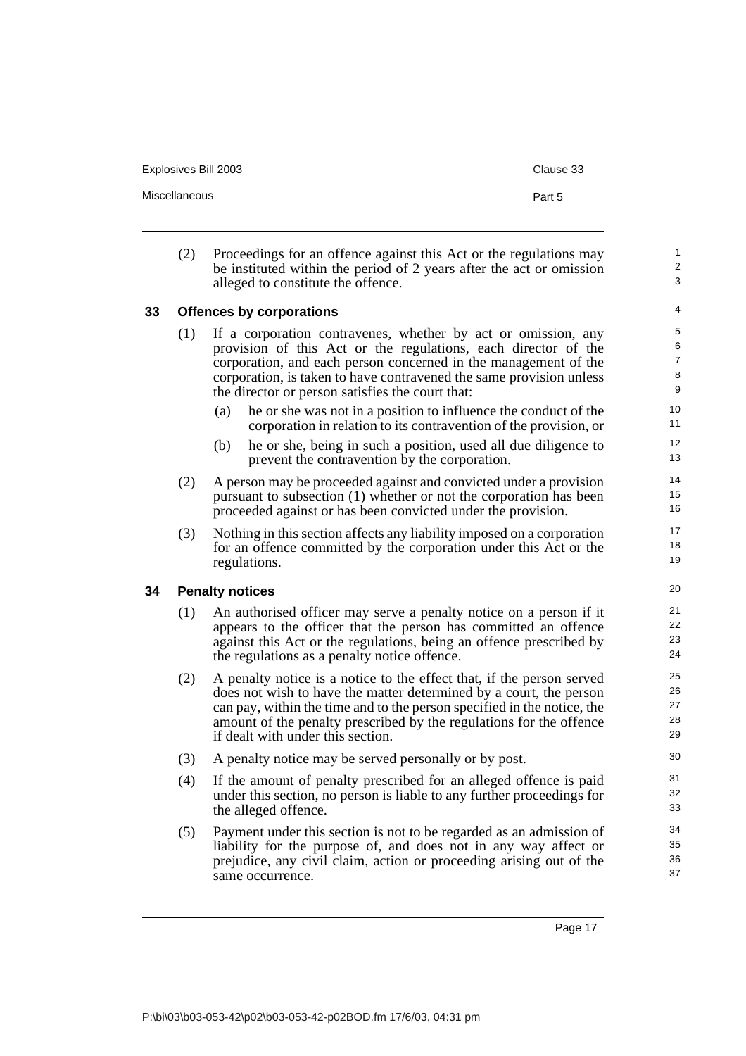(2) Proceedings for an offence against this Act or the regulations may be instituted within the period of 2 years after the act or omission alleged to constitute the offence.

## 33 Offences by corporations

(1) If a corporation contravenes, whether by act or omission, any provision of this Act or the regulations, each director of the corporation, and each person concerned in the management of the corporation, is taken to have contravened the same provision unless the director or person satisfies the court that:

- (a) he or she was not in a position to influence the conduct of the corporation in relation to its contravention of the provision, or
- (b) he or she, being in such a position, used all due diligence to prevent the contravention by the corporation.

(2) A person may be proceeded against and convicted under a provision pursuant to subsection (1) whether or not the corporation has been proceeded against or has been convicted under the provision.

(3) Nothing in this section affects any liability imposed on a corporation for an offence committed by the corporation under this Act or the regulations.

## 34 Penalty notices

(1) An authorised officer may serve a penalty notice on a person if it appears to the officer that the person has committed an offence against this Act or the regulations, being an offence prescribed by the regulations as a penalty notice offence.

(2) A penalty notice is a notice to the effect that, if the person served does not wish to have the matter determined by a court, the person can pay, within the time and to the person specified in the notice, the amount of the penalty prescribed by the regulations for the offence if dealt with under this section.

(3) A penalty notice may be served personally or by post.

(4) If the amount of penalty prescribed for an alleged offence is paid under this section, no person is liable to any further proceedings for the alleged offence.

(5) Payment under this section is not to be regarded as an admission of liability for the purpose of, and does not in any way affect or prejudice, any civil claim, action or proceeding arising out of the same occurrence.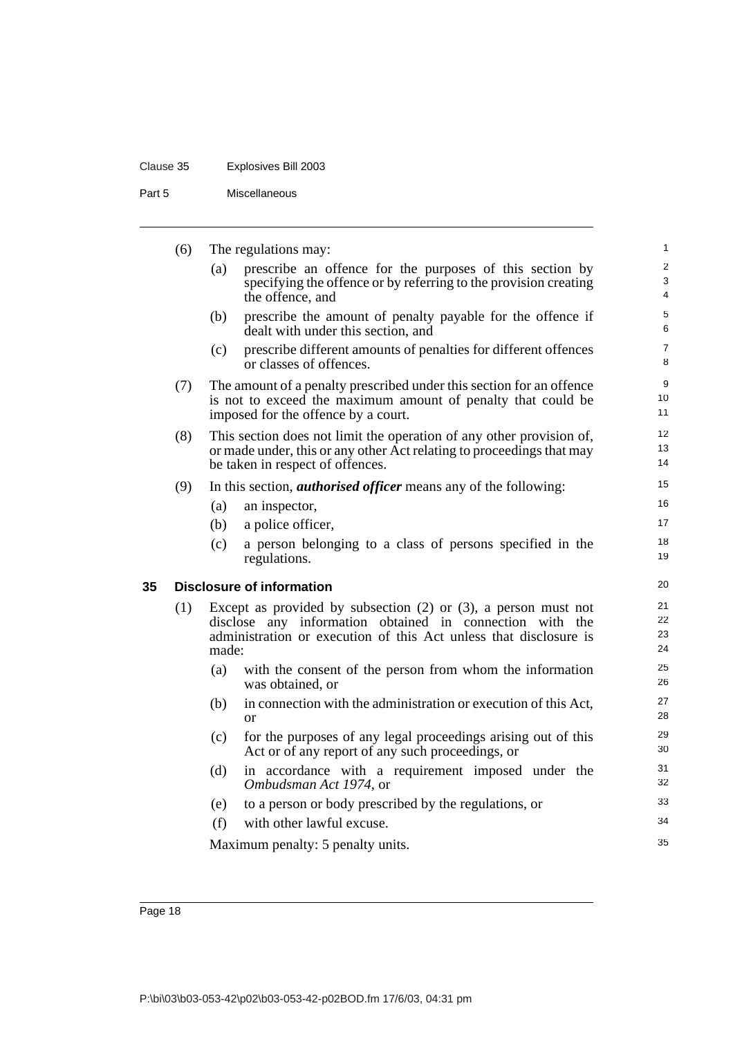(6) The regulations may:

(a) prescribe an offence for the purposes of this section by specifying the offence or by referring to the provision creating the offence, and

(b) prescribe the amount of penalty payable for the offence if dealt with under this section, and

(c) prescribe different amounts of penalties for different offences or classes of offences.

(7) The amount of a penalty prescribed under this section for an offence is not to exceed the maximum amount of penalty that could be imposed for the offence by a court.

(8) This section does not limit the operation of any other provision of, or made under, this or any other Act relating to proceedings that may be taken in respect of offences.

(9) In this section, ***authorised officer*** means any of the following:

(a) an inspector,

(b) a police officer,

(c) a person belonging to a class of persons specified in the regulations.

## 35 Disclosure of information

(1) Except as provided by subsection (2) or (3), a person must not disclose any information obtained in connection with the administration or execution of this Act unless that disclosure is made:

(a) with the consent of the person from whom the information was obtained, or

(b) in connection with the administration or execution of this Act, or

(c) for the purposes of any legal proceedings arising out of this Act or of any report of any such proceedings, or

(d) in accordance with a requirement imposed under the *Ombudsman Act 1974*, or

(e) to a person or body prescribed by the regulations, or

(f) with other lawful excuse.

Maximum penalty: 5 penalty units.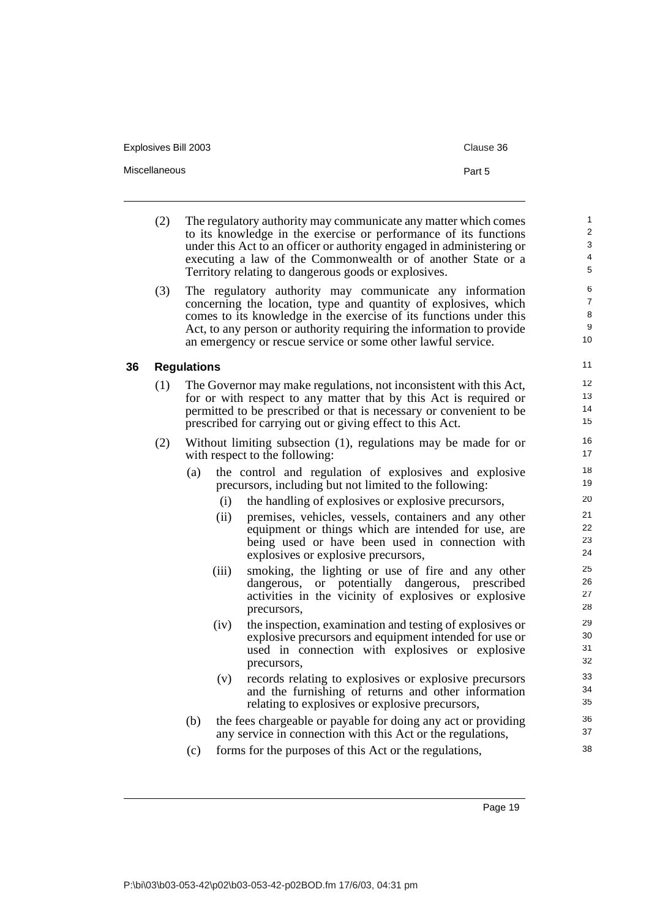(2) The regulatory authority may communicate any matter which comes to its knowledge in the exercise or performance of its functions under this Act to an officer or authority engaged in administering or executing a law of the Commonwealth or of another State or a Territory relating to dangerous goods or explosives.

(3) The regulatory authority may communicate any information concerning the location, type and quantity of explosives, which comes to its knowledge in the exercise of its functions under this Act, to any person or authority requiring the information to provide an emergency or rescue service or some other lawful service.

### 36 Regulations

(1) The Governor may make regulations, not inconsistent with this Act, for or with respect to any matter that by this Act is required or permitted to be prescribed or that is necessary or convenient to be prescribed for carrying out or giving effect to this Act.

(2) Without limiting subsection (1), regulations may be made for or with respect to the following:

- (a) the control and regulation of explosives and explosive precursors, including but not limited to the following:
  - (i) the handling of explosives or explosive precursors,
  - (ii) premises, vehicles, vessels, containers and any other equipment or things which are intended for use, are being used or have been used in connection with explosives or explosive precursors,
  - (iii) smoking, the lighting or use of fire and any other dangerous, or potentially dangerous, prescribed activities in the vicinity of explosives or explosive precursors,
  - (iv) the inspection, examination and testing of explosives or explosive precursors and equipment intended for use or used in connection with explosives or explosive precursors,
  - (v) records relating to explosives or explosive precursors and the furnishing of returns and other information relating to explosives or explosive precursors,
- (b) the fees chargeable or payable for doing any act or providing any service in connection with this Act or the regulations,
- (c) forms for the purposes of this Act or the regulations,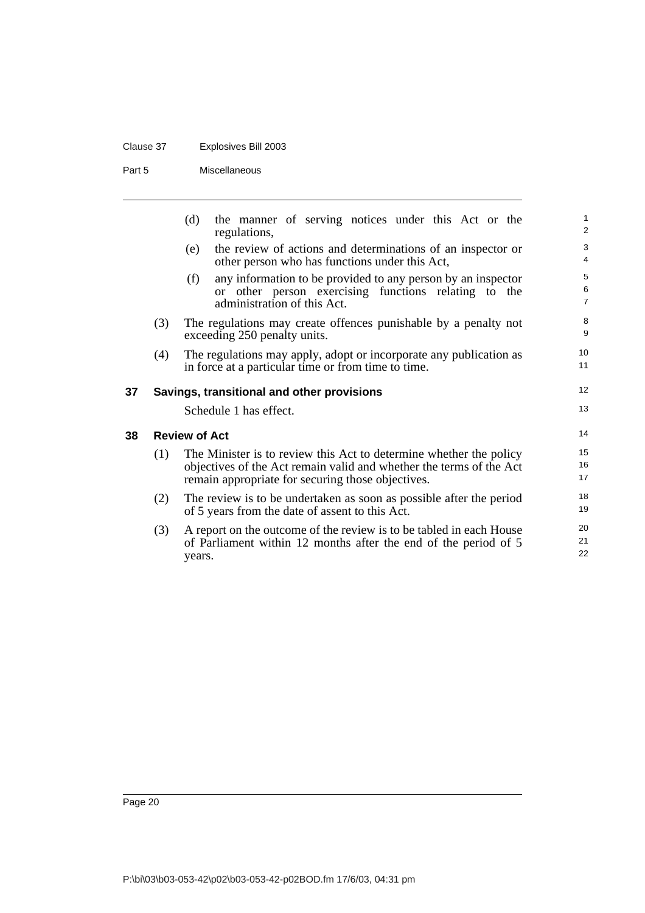(d) the manner of serving notices under this Act or the regulations,

(e) the review of actions and determinations of an inspector or other person who has functions under this Act,

(f) any information to be provided to any person by an inspector or other person exercising functions relating to the administration of this Act.

(3) The regulations may create offences punishable by a penalty not exceeding 250 penalty units.

(4) The regulations may apply, adopt or incorporate any publication as in force at a particular time or from time to time.

**37 Savings, transitional and other provisions**

Schedule 1 has effect.

**38 Review of Act**

(1) The Minister is to review this Act to determine whether the policy objectives of the Act remain valid and whether the terms of the Act remain appropriate for securing those objectives.

(2) The review is to be undertaken as soon as possible after the period of 5 years from the date of assent to this Act.

(3) A report on the outcome of the review is to be tabled in each House of Parliament within 12 months after the end of the period of 5 years.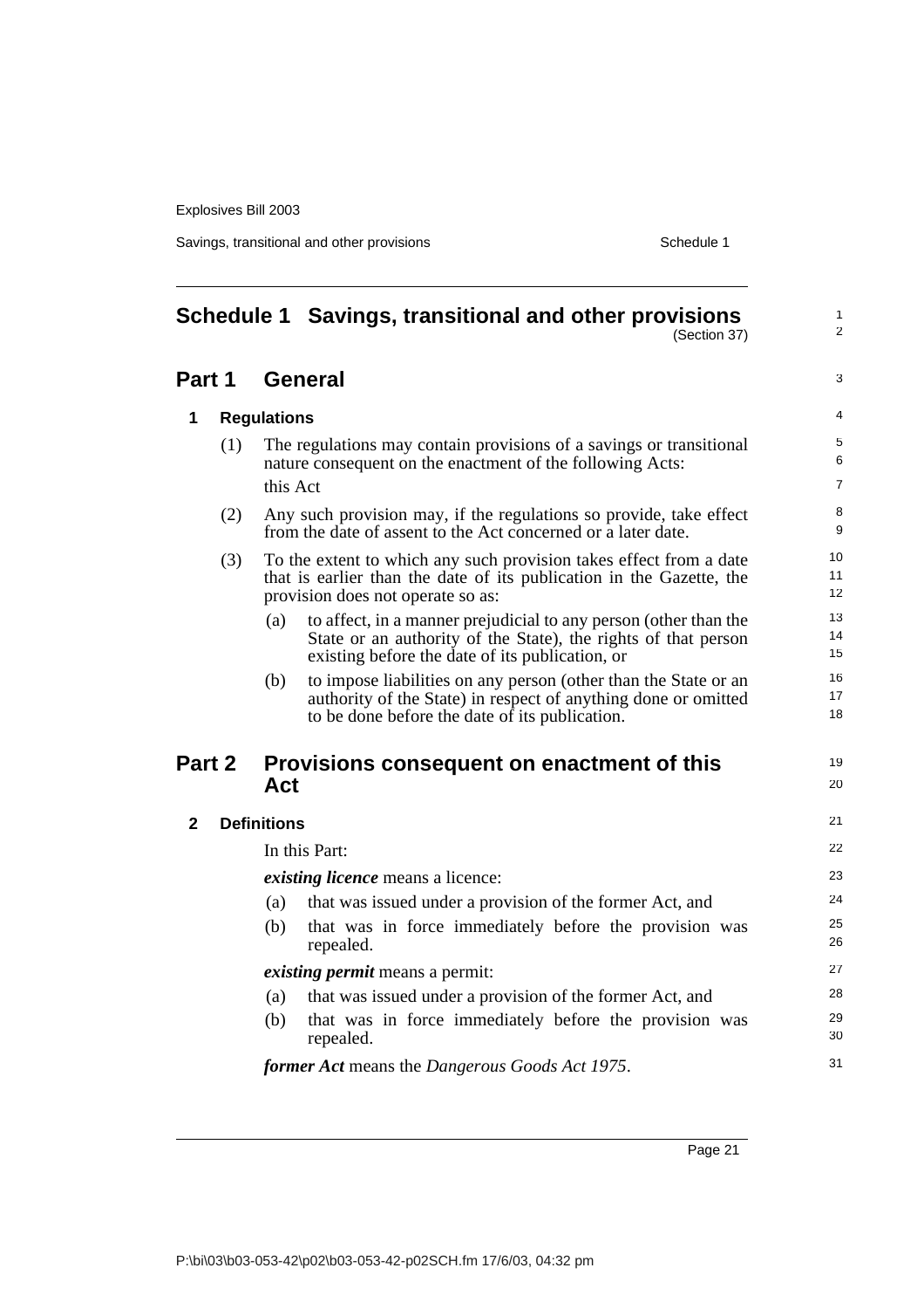# Schedule 1 Savings, transitional and other provisions

(Section 37)

## Part 1 General

### 1 Regulations

(1) The regulations may contain provisions of a savings or transitional nature consequent on the enactment of the following Acts:

this Act

(2) Any such provision may, if the regulations so provide, take effect from the date of assent to the Act concerned or a later date.

(3) To the extent to which any such provision takes effect from a date that is earlier than the date of its publication in the Gazette, the provision does not operate so as:

(a) to affect, in a manner prejudicial to any person (other than the State or an authority of the State), the rights of that person existing before the date of its publication, or

(b) to impose liabilities on any person (other than the State or an authority of the State) in respect of anything done or omitted to be done before the date of its publication.

## Part 2 Provisions consequent on enactment of this Act

### 2 Definitions

In this Part:

***existing licence*** means a licence:

(a) that was issued under a provision of the former Act, and

(b) that was in force immediately before the provision was repealed.

***existing permit*** means a permit:

(a) that was issued under a provision of the former Act, and

(b) that was in force immediately before the provision was repealed.

***former Act*** means the *Dangerous Goods Act 1975*.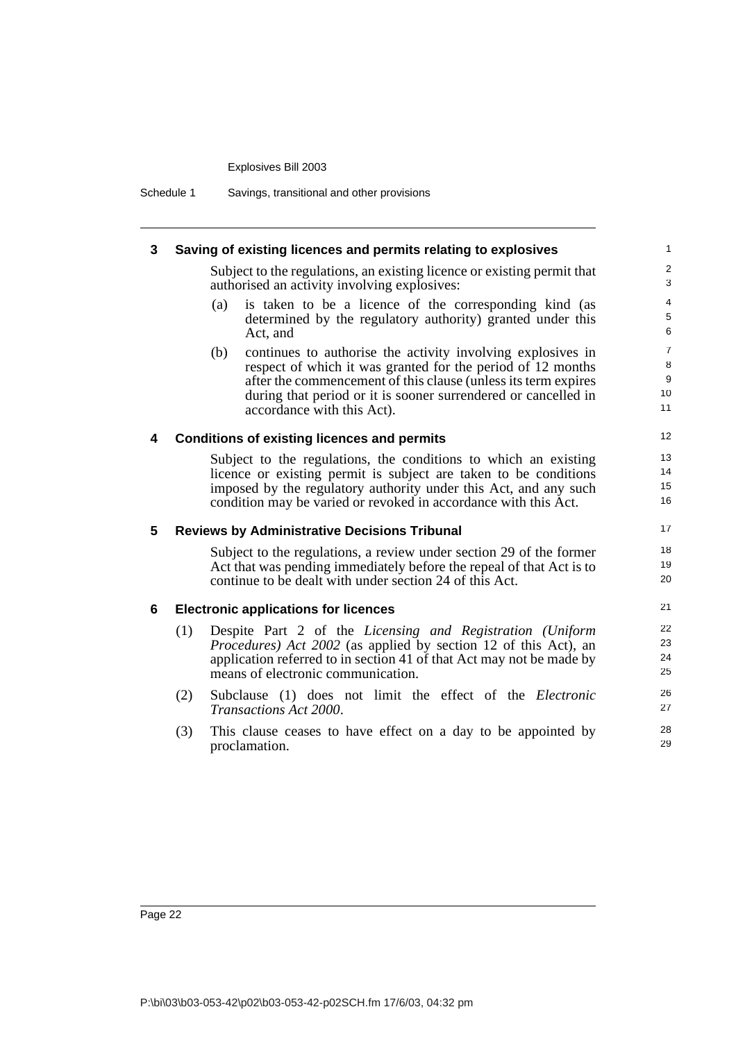### 3 Saving of existing licences and permits relating to explosives

Subject to the regulations, an existing licence or existing permit that authorised an activity involving explosives:

(a) is taken to be a licence of the corresponding kind (as determined by the regulatory authority) granted under this Act, and

(b) continues to authorise the activity involving explosives in respect of which it was granted for the period of 12 months after the commencement of this clause (unless its term expires during that period or it is sooner surrendered or cancelled in accordance with this Act).

### 4 Conditions of existing licences and permits

Subject to the regulations, the conditions to which an existing licence or existing permit is subject are taken to be conditions imposed by the regulatory authority under this Act, and any such condition may be varied or revoked in accordance with this Act.

### 5 Reviews by Administrative Decisions Tribunal

Subject to the regulations, a review under section 29 of the former Act that was pending immediately before the repeal of that Act is to continue to be dealt with under section 24 of this Act.

### 6 Electronic applications for licences

(1) Despite Part 2 of the *Licensing and Registration (Uniform Procedures) Act 2002* (as applied by section 12 of this Act), an application referred to in section 41 of that Act may not be made by means of electronic communication.

(2) Subclause (1) does not limit the effect of the *Electronic Transactions Act 2000*.

(3) This clause ceases to have effect on a day to be appointed by proclamation.